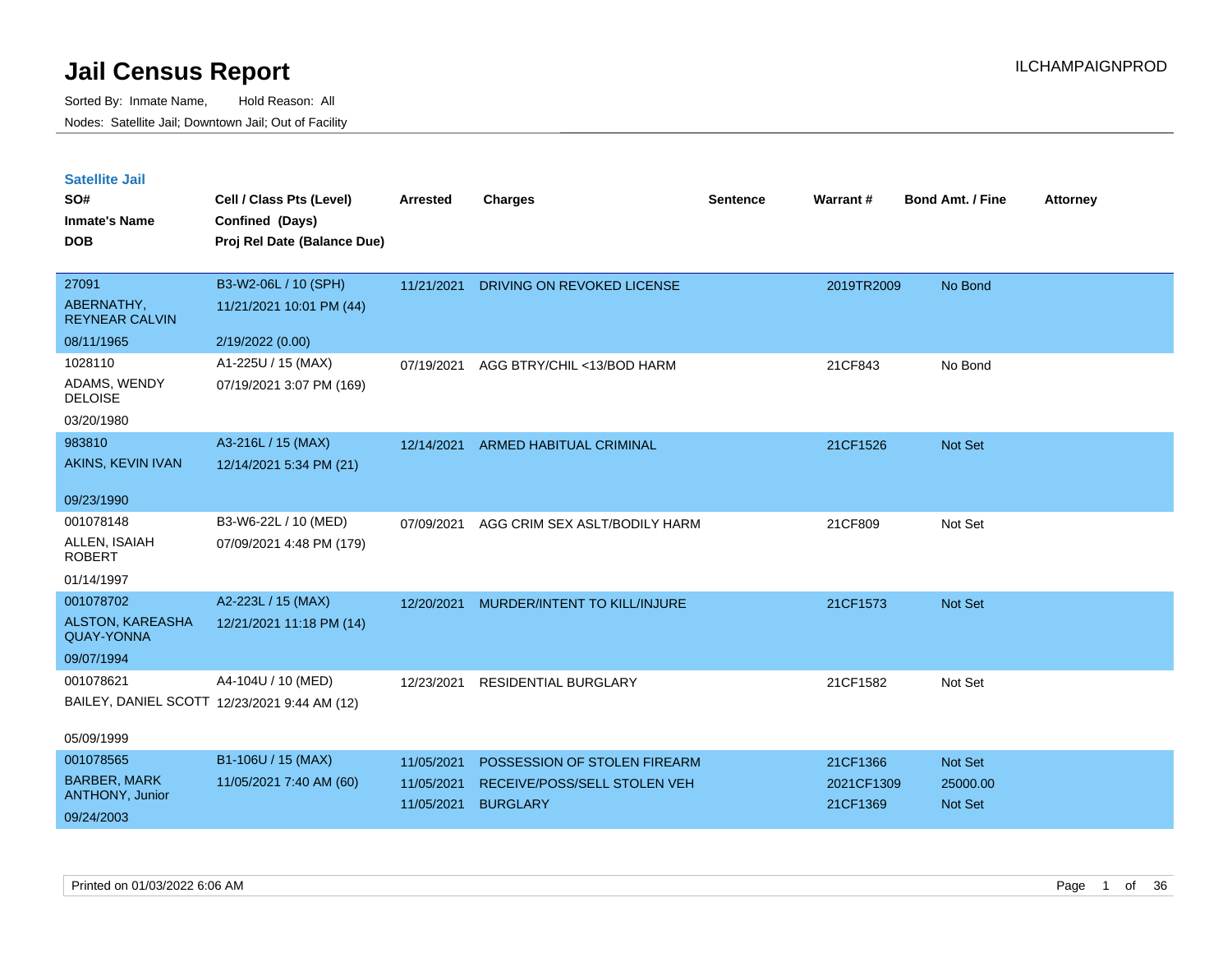# Jail Census Report

ILCHAMPAIGNPROD

Sorted By: Inmate Name, Hold Reason: All

Nodes: Satellite Jail; Downtown Jail; Out of Facility

## Satellite Jail

| SO# / Inmate's Name / DOB | Cell / Class Pts (Level) / Confined (Days) / Proj Rel Date (Balance Due) | Arrested | Charges | Sentence | Warrant # | Bond Amt. / Fine | Attorney |
|---|---|---|---|---|---|---|---|
| 27091<br>ABERNATHY, REYNEAR CALVIN<br>08/11/1965 | B3-W2-06L / 10 (SPH)<br>11/21/2021 10:01 PM (44)<br>2/19/2022 (0.00) | 11/21/2021 | DRIVING ON REVOKED LICENSE | | 2019TR2009 | No Bond | |
| 1028110<br>ADAMS, WENDY DELOISE<br>03/20/1980 | A1-225U / 15 (MAX)<br>07/19/2021 3:07 PM (169) | 07/19/2021 | AGG BTRY/CHIL <13/BOD HARM | | 21CF843 | No Bond | |
| 983810<br>AKINS, KEVIN IVAN<br>09/23/1990 | A3-216L / 15 (MAX)<br>12/14/2021 5:34 PM (21) | 12/14/2021 | ARMED HABITUAL CRIMINAL | | 21CF1526 | Not Set | |
| 001078148<br>ALLEN, ISAIAH ROBERT<br>01/14/1997 | B3-W6-22L / 10 (MED)<br>07/09/2021 4:48 PM (179) | 07/09/2021 | AGG CRIM SEX ASLT/BODILY HARM | | 21CF809 | Not Set | |
| 001078702<br>ALSTON, KAREASHA QUAY-YONNA<br>09/07/1994 | A2-223L / 15 (MAX)<br>12/21/2021 11:18 PM (14) | 12/20/2021 | MURDER/INTENT TO KILL/INJURE | | 21CF1573 | Not Set | |
| 001078621<br>BAILEY, DANIEL SCOTT<br>05/09/1999 | A4-104U / 10 (MED)<br>12/23/2021 9:44 AM (12) | 12/23/2021 | RESIDENTIAL BURGLARY | | 21CF1582 | Not Set | |
| 001078565<br>BARBER, MARK ANTHONY, Junior<br>09/24/2003 | B1-106U / 15 (MAX)<br>11/05/2021 7:40 AM (60) | 11/05/2021<br>11/05/2021<br>11/05/2021 | POSSESSION OF STOLEN FIREARM<br>RECEIVE/POSS/SELL STOLEN VEH<br>BURGLARY | | 21CF1366<br>2021CF1309<br>21CF1369 | Not Set<br>25000.00<br>Not Set | |

Printed on 01/03/2022 6:06 AM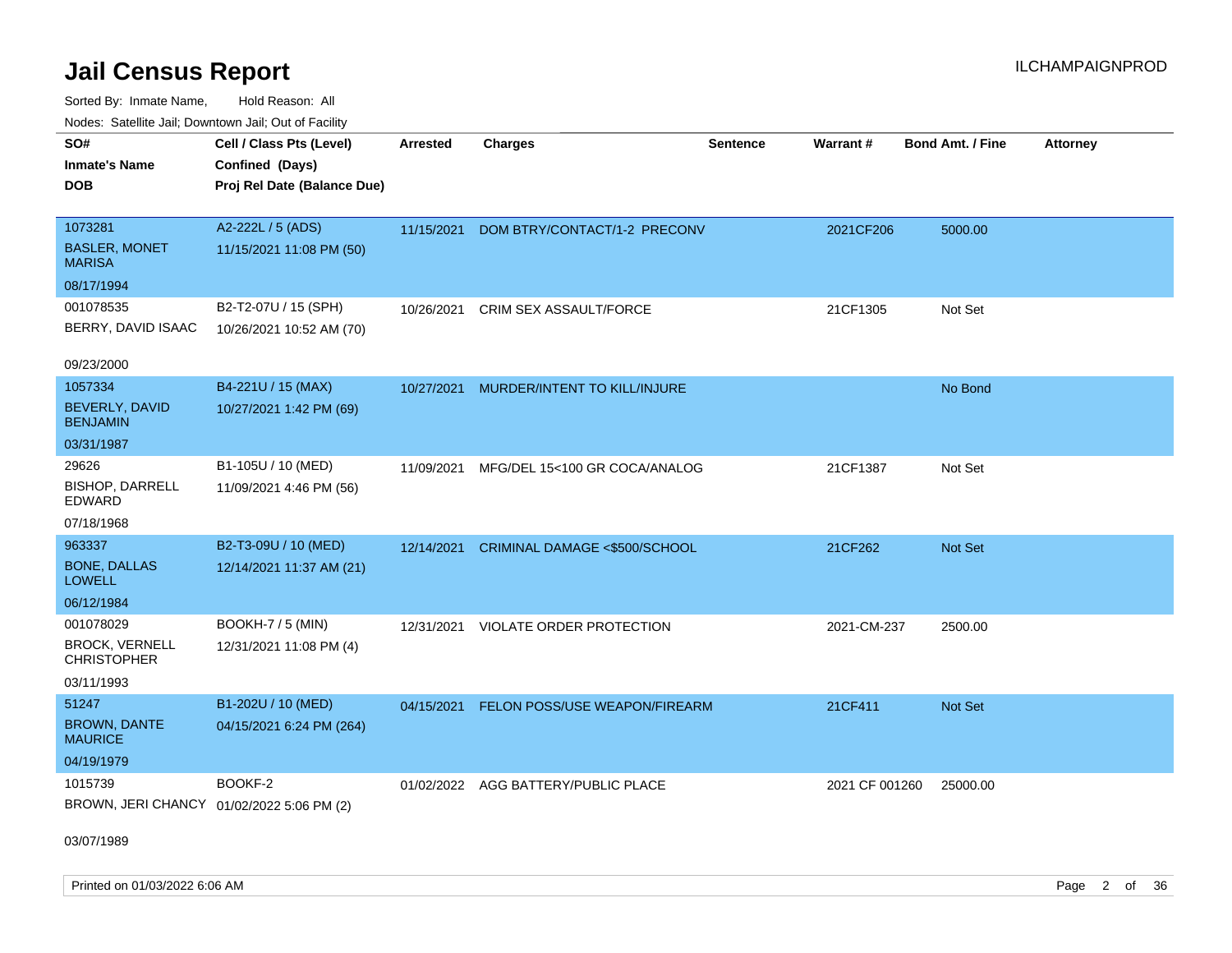# Jail Census Report

ILCHAMPAIGNPROD

Sorted By: Inmate Name, Hold Reason: All

Nodes: Satellite Jail; Downtown Jail; Out of Facility

| SO# / Inmate's Name / DOB | Cell / Class Pts (Level) / Confined (Days) / Proj Rel Date (Balance Due) | Arrested | Charges | Sentence | Warrant # | Bond Amt. / Fine | Attorney |
|---|---|---|---|---|---|---|---|
| 1073281<br>BASLER, MONET MARISA<br>08/17/1994 | A2-222L / 5 (ADS)<br>11/15/2021 11:08 PM (50) | 11/15/2021 | DOM BTRY/CONTACT/1-2 PRECONV | | 2021CF206 | 5000.00 | |
| 001078535<br>BERRY, DAVID ISAAC<br>09/23/2000 | B2-T2-07U / 15 (SPH)<br>10/26/2021 10:52 AM (70) | 10/26/2021 | CRIM SEX ASSAULT/FORCE | | 21CF1305 | Not Set | |
| 1057334<br>BEVERLY, DAVID BENJAMIN<br>03/31/1987 | B4-221U / 15 (MAX)<br>10/27/2021 1:42 PM (69) | 10/27/2021 | MURDER/INTENT TO KILL/INJURE | | | No Bond | |
| 29626<br>BISHOP, DARRELL EDWARD<br>07/18/1968 | B1-105U / 10 (MED)<br>11/09/2021 4:46 PM (56) | 11/09/2021 | MFG/DEL 15<100 GR COCA/ANALOG | | 21CF1387 | Not Set | |
| 963337<br>BONE, DALLAS LOWELL<br>06/12/1984 | B2-T3-09U / 10 (MED)<br>12/14/2021 11:37 AM (21) | 12/14/2021 | CRIMINAL DAMAGE <$500/SCHOOL | | 21CF262 | Not Set | |
| 001078029<br>BROCK, VERNELL CHRISTOPHER<br>03/11/1993 | BOOKH-7 / 5 (MIN)<br>12/31/2021 11:08 PM (4) | 12/31/2021 | VIOLATE ORDER PROTECTION | | 2021-CM-237 | 2500.00 | |
| 51247<br>BROWN, DANTE MAURICE<br>04/19/1979 | B1-202U / 10 (MED)<br>04/15/2021 6:24 PM (264) | 04/15/2021 | FELON POSS/USE WEAPON/FIREARM | | 21CF411 | Not Set | |
| 1015739<br>BROWN, JERI CHANCY<br>03/07/1989 | BOOKF-2<br>01/02/2022 5:06 PM (2) | 01/02/2022 | AGG BATTERY/PUBLIC PLACE | | 2021 CF 001260 | 25000.00 | |

Printed on 01/03/2022 6:06 AM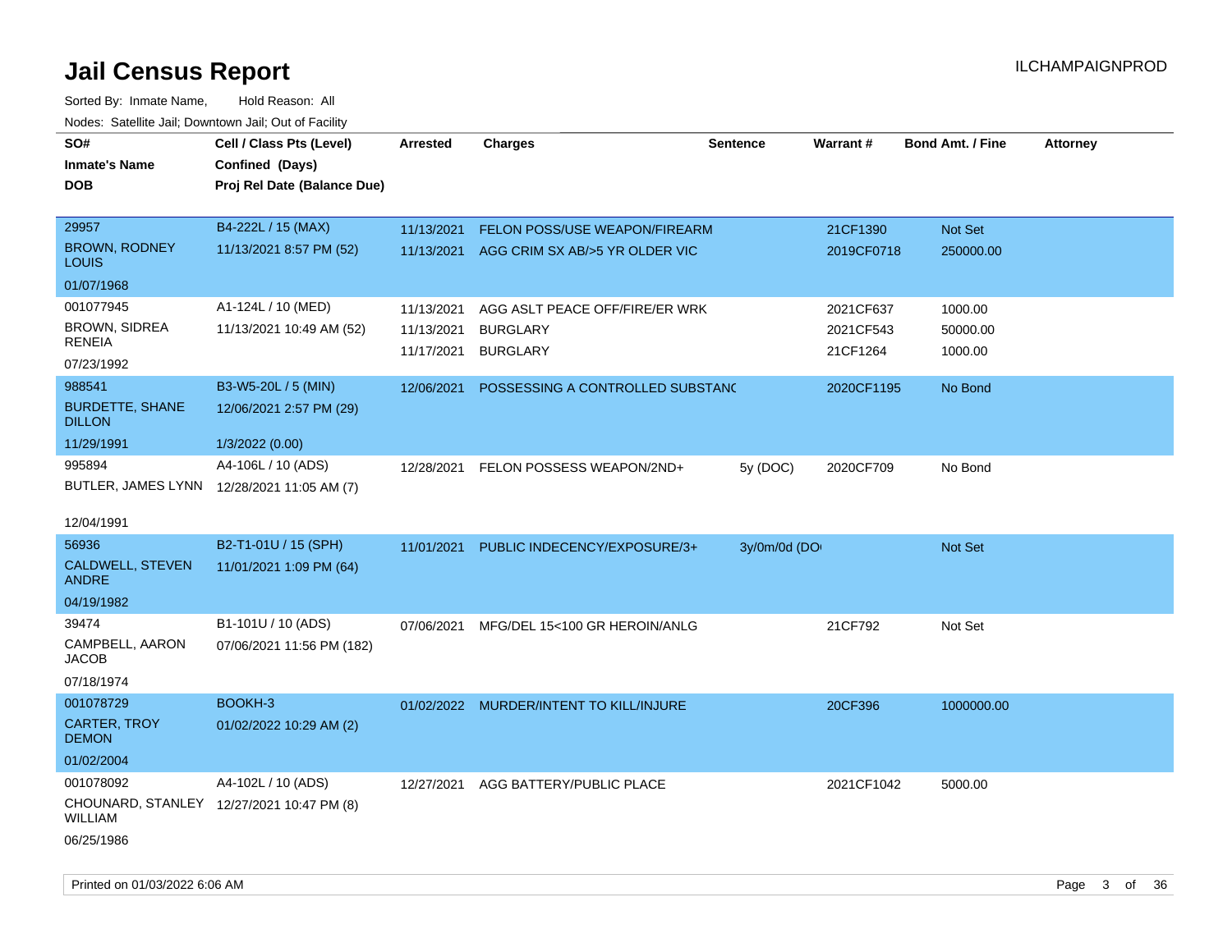# Jail Census Report

ILCHAMPAIGNPROD

Sorted By: Inmate Name, Hold Reason: All

Nodes: Satellite Jail; Downtown Jail; Out of Facility

| SO# / Inmate's Name / DOB | Cell / Class Pts (Level) / Confined (Days) / Proj Rel Date (Balance Due) | Arrested | Charges | Sentence | Warrant # | Bond Amt. / Fine | Attorney |
|---|---|---|---|---|---|---|---|
| 29957<br>BROWN, RODNEY LOUIS<br>01/07/1968 | B4-222L / 15 (MAX)<br>11/13/2021 8:57 PM (52) | 11/13/2021<br>11/13/2021 | FELON POSS/USE WEAPON/FIREARM<br>AGG CRIM SX AB/>5 YR OLDER VIC | | 21CF1390<br>2019CF0718 | Not Set<br>250000.00 | |
| 001077945<br>BROWN, SIDREA RENEIA<br>07/23/1992 | A1-124L / 10 (MED)<br>11/13/2021 10:49 AM (52) | 11/13/2021<br>11/13/2021<br>11/17/2021 | AGG ASLT PEACE OFF/FIRE/ER WRK<br>BURGLARY<br>BURGLARY | | 2021CF637<br>2021CF543<br>21CF1264 | 1000.00<br>50000.00<br>1000.00 | |
| 988541<br>BURDETTE, SHANE DILLON<br>11/29/1991 | B3-W5-20L / 5 (MIN)<br>12/06/2021 2:57 PM (29)<br>1/3/2022 (0.00) | 12/06/2021 | POSSESSING A CONTROLLED SUBSTANC | | 2020CF1195 | No Bond | |
| 995894<br>BUTLER, JAMES LYNN<br>12/04/1991 | A4-106L / 10 (ADS)<br>12/28/2021 11:05 AM (7) | 12/28/2021 | FELON POSSESS WEAPON/2ND+ | 5y (DOC) | 2020CF709 | No Bond | |
| 56936<br>CALDWELL, STEVEN ANDRE<br>04/19/1982 | B2-T1-01U / 15 (SPH)<br>11/01/2021 1:09 PM (64) | 11/01/2021 | PUBLIC INDECENCY/EXPOSURE/3+ | 3y/0m/0d (DO | | Not Set | |
| 39474<br>CAMPBELL, AARON JACOB<br>07/18/1974 | B1-101U / 10 (ADS)<br>07/06/2021 11:56 PM (182) | 07/06/2021 | MFG/DEL 15<100 GR HEROIN/ANLG | | 21CF792 | Not Set | |
| 001078729<br>CARTER, TROY DEMON<br>01/02/2004 | BOOKH-3<br>01/02/2022 10:29 AM (2) | 01/02/2022 | MURDER/INTENT TO KILL/INJURE | | 20CF396 | 1000000.00 | |
| 001078092<br>CHOUNARD, STANLEY WILLIAM<br>06/25/1986 | A4-102L / 10 (ADS)<br>12/27/2021 10:47 PM (8) | 12/27/2021 | AGG BATTERY/PUBLIC PLACE | | 2021CF1042 | 5000.00 | |

Printed on 01/03/2022 6:06 AM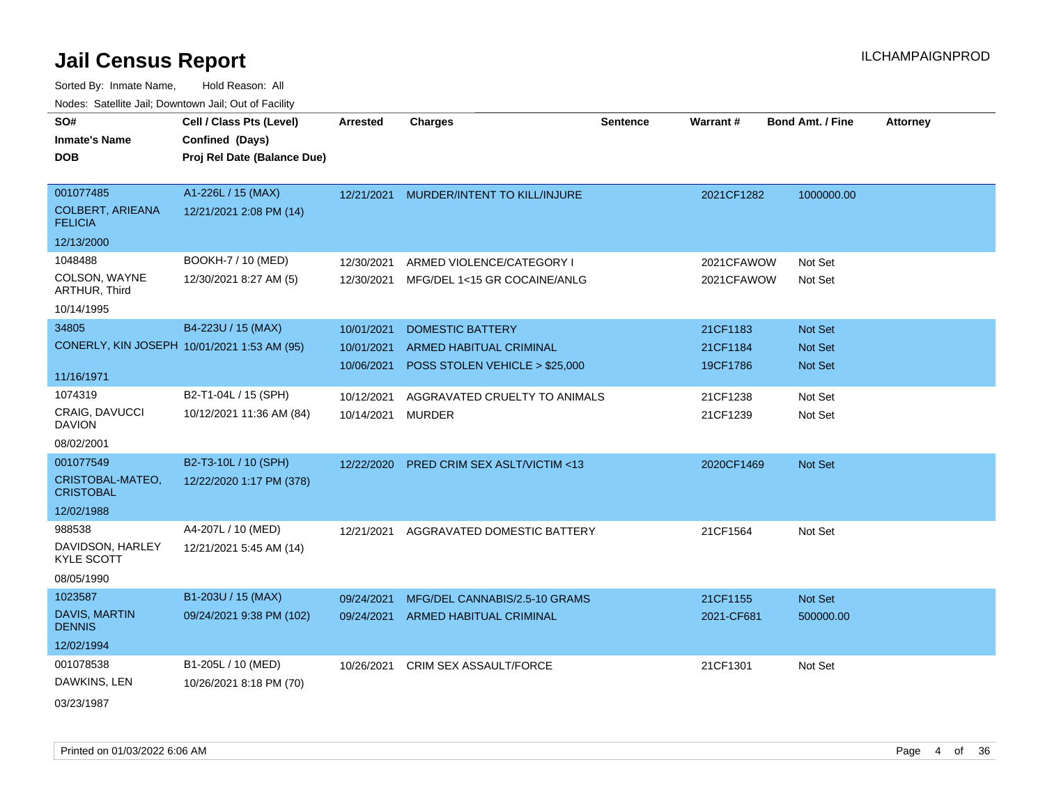# Jail Census Report

Sorted By: Inmate Name, Hold Reason: All

Nodes: Satellite Jail; Downtown Jail; Out of Facility

| SO# / Inmate's Name / DOB | Cell / Class Pts (Level) / Confined (Days) / Proj Rel Date (Balance Due) | Arrested | Charges | Sentence | Warrant # | Bond Amt. / Fine | Attorney |
|---|---|---|---|---|---|---|---|
| 001077485<br>COLBERT, ARIEANA FELICIA<br>12/13/2000 | A1-226L / 15 (MAX)<br>12/21/2021 2:08 PM (14) | 12/21/2021 | MURDER/INTENT TO KILL/INJURE | | 2021CF1282 | 1000000.00 | |
| 1048488<br>COLSON, WAYNE ARTHUR, Third<br>10/14/1995 | BOOKH-7 / 10 (MED)<br>12/30/2021 8:27 AM (5) | 12/30/2021<br>12/30/2021 | ARMED VIOLENCE/CATEGORY I<br>MFG/DEL 1<15 GR COCAINE/ANLG | | 2021CFAWOW<br>2021CFAWOW | Not Set<br>Not Set | |
| 34805<br>CONERLY, KIN JOSEPH<br>11/16/1971 | B4-223U / 15 (MAX)<br>10/01/2021 1:53 AM (95) | 10/01/2021<br>10/01/2021<br>10/06/2021 | DOMESTIC BATTERY<br>ARMED HABITUAL CRIMINAL<br>POSS STOLEN VEHICLE > $25,000 | | 21CF1183<br>21CF1184<br>19CF1786 | Not Set<br>Not Set<br>Not Set | |
| 1074319<br>CRAIG, DAVUCCI DAVION<br>08/02/2001 | B2-T1-04L / 15 (SPH)<br>10/12/2021 11:36 AM (84) | 10/12/2021<br>10/14/2021 | AGGRAVATED CRUELTY TO ANIMALS<br>MURDER | | 21CF1238<br>21CF1239 | Not Set<br>Not Set | |
| 001077549<br>CRISTOBAL-MATEO, CRISTOBAL<br>12/02/1988 | B2-T3-10L / 10 (SPH)<br>12/22/2020 1:17 PM (378) | 12/22/2020 | PRED CRIM SEX ASLT/VICTIM <13 | | 2020CF1469 | Not Set | |
| 988538<br>DAVIDSON, HARLEY KYLE SCOTT<br>08/05/1990 | A4-207L / 10 (MED)<br>12/21/2021 5:45 AM (14) | 12/21/2021 | AGGRAVATED DOMESTIC BATTERY | | 21CF1564 | Not Set | |
| 1023587<br>DAVIS, MARTIN DENNIS<br>12/02/1994 | B1-203U / 15 (MAX)<br>09/24/2021 9:38 PM (102) | 09/24/2021<br>09/24/2021 | MFG/DEL CANNABIS/2.5-10 GRAMS<br>ARMED HABITUAL CRIMINAL | | 21CF1155<br>2021-CF681 | Not Set<br>500000.00 | |
| 001078538<br>DAWKINS, LEN<br>03/23/1987 | B1-205L / 10 (MED)<br>10/26/2021 8:18 PM (70) | 10/26/2021 | CRIM SEX ASSAULT/FORCE | | 21CF1301 | Not Set | |

Printed on 01/03/2022 6:06 AM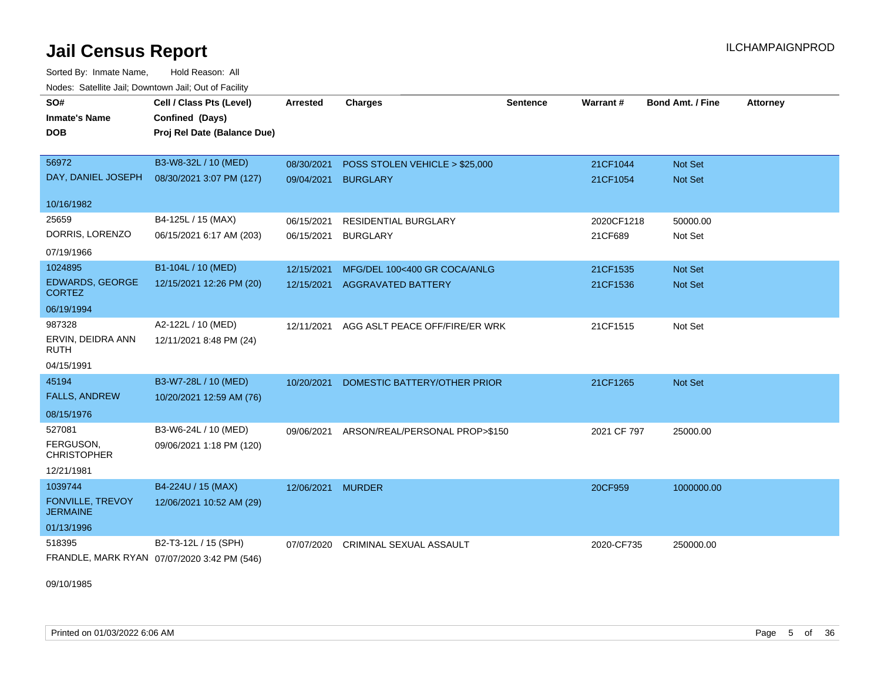# Jail Census Report

Sorted By: Inmate Name, Hold Reason: All

Nodes: Satellite Jail; Downtown Jail; Out of Facility

| SO# / Inmate's Name / DOB | Cell / Class Pts (Level) / Confined (Days) / Proj Rel Date (Balance Due) | Arrested | Charges | Sentence | Warrant # | Bond Amt. / Fine | Attorney |
|---|---|---|---|---|---|---|---|
| 56972 DAY, DANIEL JOSEPH 10/16/1982 | B3-W8-32L / 10 (MED) 08/30/2021 3:07 PM (127) | 08/30/2021 | POSS STOLEN VEHICLE > $25,000 | | 21CF1044 | Not Set | |
| | | 09/04/2021 | BURGLARY | | 21CF1054 | Not Set | |
| 25659 DORRIS, LORENZO 07/19/1966 | B4-125L / 15 (MAX) 06/15/2021 6:17 AM (203) | 06/15/2021 | RESIDENTIAL BURGLARY | | 2020CF1218 | 50000.00 | |
| | | 06/15/2021 | BURGLARY | | 21CF689 | Not Set | |
| 1024895 EDWARDS, GEORGE CORTEZ 06/19/1994 | B1-104L / 10 (MED) 12/15/2021 12:26 PM (20) | 12/15/2021 | MFG/DEL 100<400 GR COCA/ANLG | | 21CF1535 | Not Set | |
| | | 12/15/2021 | AGGRAVATED BATTERY | | 21CF1536 | Not Set | |
| 987328 ERVIN, DEIDRA ANN RUTH 04/15/1991 | A2-122L / 10 (MED) 12/11/2021 8:48 PM (24) | 12/11/2021 | AGG ASLT PEACE OFF/FIRE/ER WRK | | 21CF1515 | Not Set | |
| 45194 FALLS, ANDREW 08/15/1976 | B3-W7-28L / 10 (MED) 10/20/2021 12:59 AM (76) | 10/20/2021 | DOMESTIC BATTERY/OTHER PRIOR | | 21CF1265 | Not Set | |
| 527081 FERGUSON, CHRISTOPHER 12/21/1981 | B3-W6-24L / 10 (MED) 09/06/2021 1:18 PM (120) | 09/06/2021 | ARSON/REAL/PERSONAL PROP>$150 | | 2021 CF 797 | 25000.00 | |
| 1039744 FONVILLE, TREVOY JERMAINE 01/13/1996 | B4-224U / 15 (MAX) 12/06/2021 10:52 AM (29) | 12/06/2021 | MURDER | | 20CF959 | 1000000.00 | |
| 518395 FRANDLE, MARK RYAN 09/10/1985 | B2-T3-12L / 15 (SPH) 07/07/2020 3:42 PM (546) | 07/07/2020 | CRIMINAL SEXUAL ASSAULT | | 2020-CF735 | 250000.00 | |

Printed on 01/03/2022 6:06 AM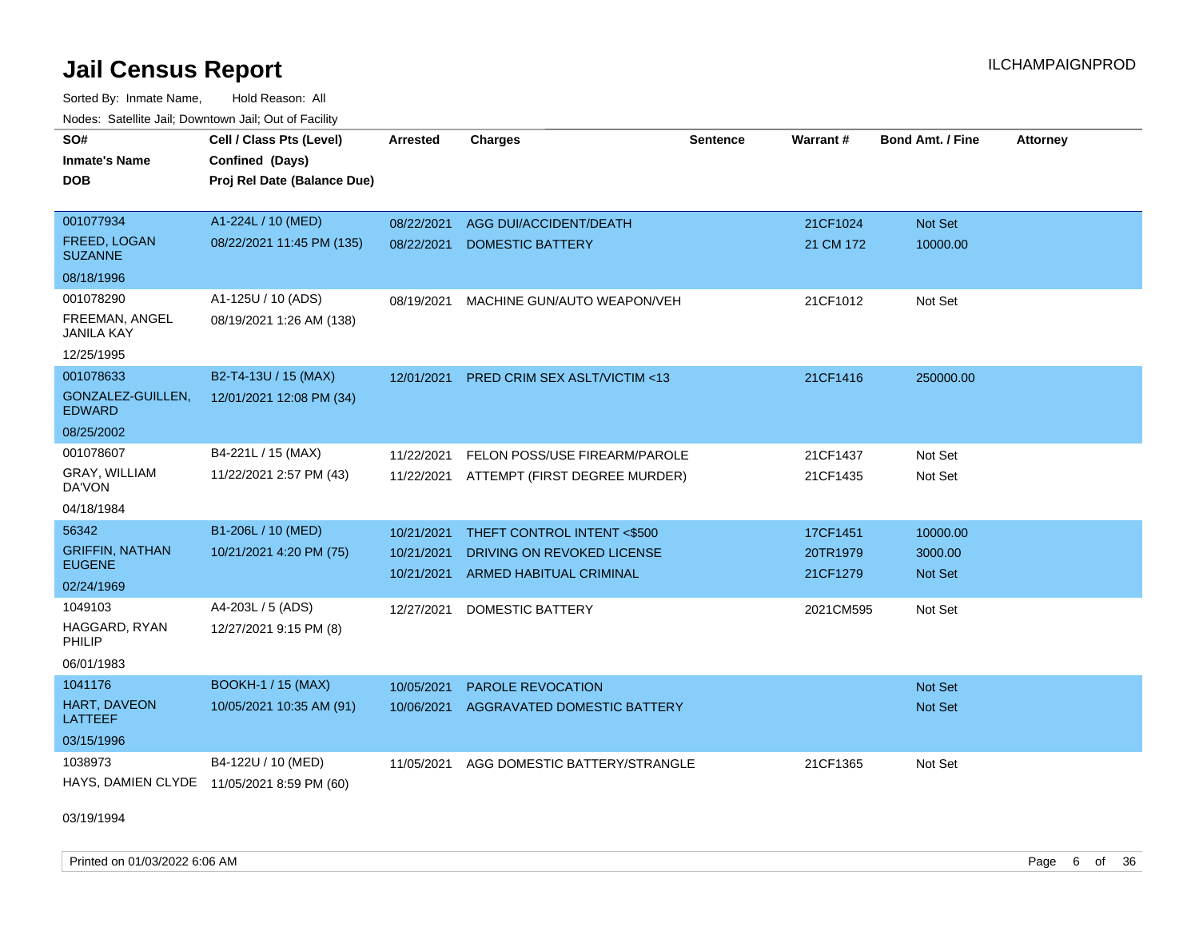# Jail Census Report

Sorted By: Inmate Name, Hold Reason: All

Nodes: Satellite Jail; Downtown Jail; Out of Facility

| SO# / Inmate's Name / DOB | Cell / Class Pts (Level) / Confined (Days) / Proj Rel Date (Balance Due) | Arrested | Charges | Sentence | Warrant # | Bond Amt. / Fine | Attorney |
|---|---|---|---|---|---|---|---|
| 001077934<br>FREED, LOGAN SUZANNE<br>08/18/1996 | A1-224L / 10 (MED)<br>08/22/2021 11:45 PM (135) | 08/22/2021<br>08/22/2021 | AGG DUI/ACCIDENT/DEATH<br>DOMESTIC BATTERY | | 21CF1024<br>21 CM 172 | Not Set<br>10000.00 | |
| 001078290<br>FREEMAN, ANGEL JANILA KAY<br>12/25/1995 | A1-125U / 10 (ADS)<br>08/19/2021 1:26 AM (138) | 08/19/2021 | MACHINE GUN/AUTO WEAPON/VEH | | 21CF1012 | Not Set | |
| 001078633<br>GONZALEZ-GUILLEN, EDWARD<br>08/25/2002 | B2-T4-13U / 15 (MAX)<br>12/01/2021 12:08 PM (34) | 12/01/2021 | PRED CRIM SEX ASLT/VICTIM <13 | | 21CF1416 | 250000.00 | |
| 001078607<br>GRAY, WILLIAM DA'VON<br>04/18/1984 | B4-221L / 15 (MAX)<br>11/22/2021 2:57 PM (43) | 11/22/2021<br>11/22/2021 | FELON POSS/USE FIREARM/PAROLE<br>ATTEMPT (FIRST DEGREE MURDER) | | 21CF1437<br>21CF1435 | Not Set<br>Not Set | |
| 56342<br>GRIFFIN, NATHAN EUGENE<br>02/24/1969 | B1-206L / 10 (MED)<br>10/21/2021 4:20 PM (75) | 10/21/2021<br>10/21/2021<br>10/21/2021 | THEFT CONTROL INTENT <$500<br>DRIVING ON REVOKED LICENSE<br>ARMED HABITUAL CRIMINAL | | 17CF1451<br>20TR1979<br>21CF1279 | 10000.00<br>3000.00<br>Not Set | |
| 1049103<br>HAGGARD, RYAN PHILIP<br>06/01/1983 | A4-203L / 5 (ADS)<br>12/27/2021 9:15 PM (8) | 12/27/2021 | DOMESTIC BATTERY | | 2021CM595 | Not Set | |
| 1041176<br>HART, DAVEON LATTEEF<br>03/15/1996 | BOOKH-1 / 15 (MAX)<br>10/05/2021 10:35 AM (91) | 10/05/2021<br>10/06/2021 | PAROLE REVOCATION<br>AGGRAVATED DOMESTIC BATTERY | | | Not Set<br>Not Set | |
| 1038973<br>HAYS, DAMIEN CLYDE<br>03/19/1994 | B4-122U / 10 (MED)<br>11/05/2021 8:59 PM (60) | 11/05/2021 | AGG DOMESTIC BATTERY/STRANGLE | | 21CF1365 | Not Set | |

Printed on 01/03/2022 6:06 AM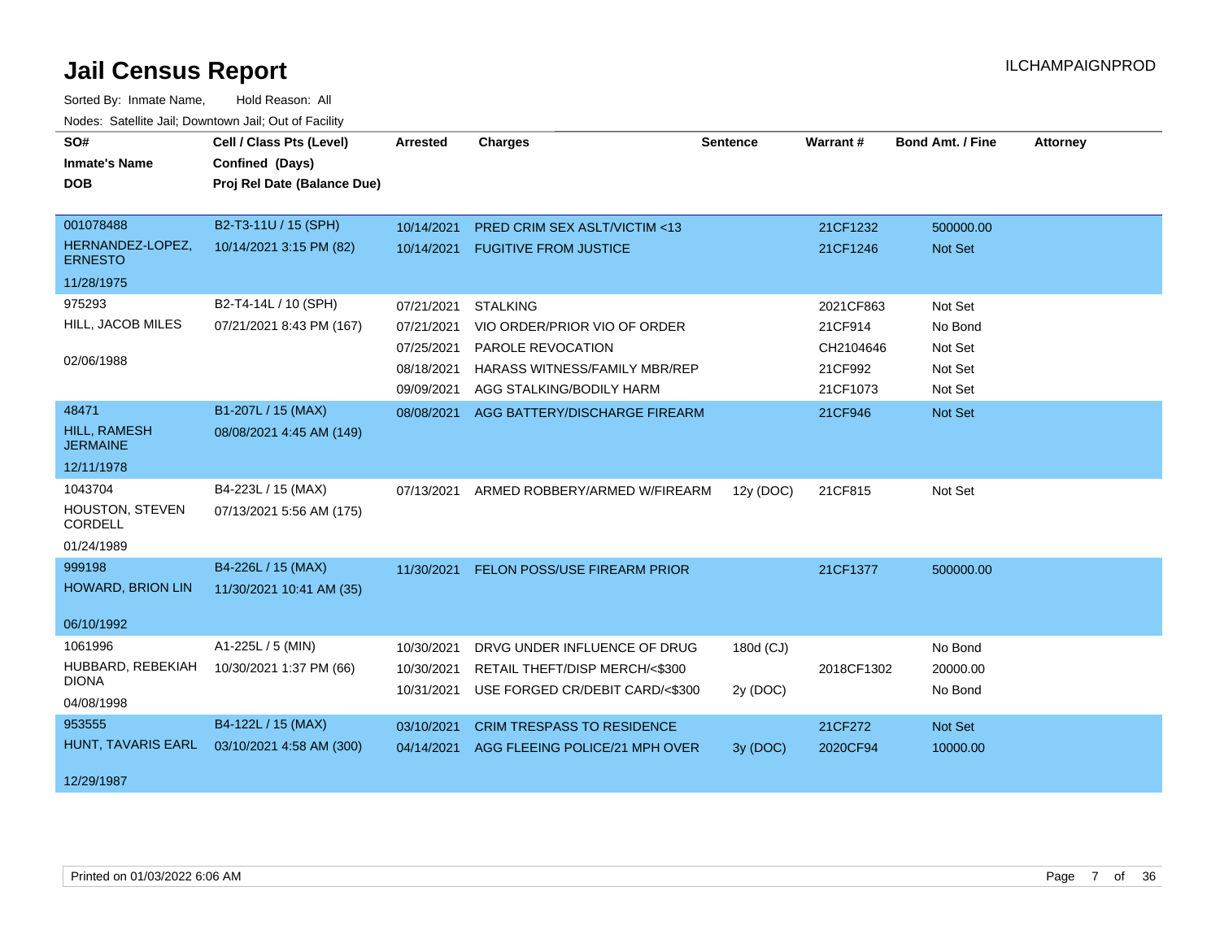# Jail Census Report

Sorted By: Inmate Name, Hold Reason: All

Nodes: Satellite Jail; Downtown Jail; Out of Facility

| SO# / Inmate's Name / DOB | Cell / Class Pts (Level) / Confined (Days) / Proj Rel Date (Balance Due) | Arrested | Charges | Sentence | Warrant # | Bond Amt. / Fine | Attorney |
|---|---|---|---|---|---|---|---|
| 001078488 HERNANDEZ-LOPEZ, ERNESTO 11/28/1975 | B2-T3-11U / 15 (SPH) 10/14/2021 3:15 PM (82) | 10/14/2021 | PRED CRIM SEX ASLT/VICTIM <13 | | 21CF1232 | 500000.00 | |
| | | 10/14/2021 | FUGITIVE FROM JUSTICE | | 21CF1246 | Not Set | |
| 975293 HILL, JACOB MILES 02/06/1988 | B2-T4-14L / 10 (SPH) 07/21/2021 8:43 PM (167) | 07/21/2021 | STALKING | | 2021CF863 | Not Set | |
| | | 07/21/2021 | VIO ORDER/PRIOR VIO OF ORDER | | 21CF914 | No Bond | |
| | | 07/25/2021 | PAROLE REVOCATION | | CH2104646 | Not Set | |
| | | 08/18/2021 | HARASS WITNESS/FAMILY MBR/REP | | 21CF992 | Not Set | |
| | | 09/09/2021 | AGG STALKING/BODILY HARM | | 21CF1073 | Not Set | |
| 48471 HILL, RAMESH JERMAINE 12/11/1978 | B1-207L / 15 (MAX) 08/08/2021 4:45 AM (149) | 08/08/2021 | AGG BATTERY/DISCHARGE FIREARM | | 21CF946 | Not Set | |
| 1043704 HOUSTON, STEVEN CORDELL 01/24/1989 | B4-223L / 15 (MAX) 07/13/2021 5:56 AM (175) | 07/13/2021 | ARMED ROBBERY/ARMED W/FIREARM | 12y (DOC) | 21CF815 | Not Set | |
| 999198 HOWARD, BRION LIN 06/10/1992 | B4-226L / 15 (MAX) 11/30/2021 10:41 AM (35) | 11/30/2021 | FELON POSS/USE FIREARM PRIOR | | 21CF1377 | 500000.00 | |
| 1061996 HUBBARD, REBEKIAH DIONA 04/08/1998 | A1-225L / 5 (MIN) 10/30/2021 1:37 PM (66) | 10/30/2021 | DRVG UNDER INFLUENCE OF DRUG | 180d (CJ) | | No Bond | |
| | | 10/30/2021 | RETAIL THEFT/DISP MERCH/<$300 | | 2018CF1302 | 20000.00 | |
| | | 10/31/2021 | USE FORGED CR/DEBIT CARD/<$300 | 2y (DOC) | | No Bond | |
| 953555 HUNT, TAVARIS EARL 12/29/1987 | B4-122L / 15 (MAX) 03/10/2021 4:58 AM (300) | 03/10/2021 | CRIM TRESPASS TO RESIDENCE | | 21CF272 | Not Set | |
| | | 04/14/2021 | AGG FLEEING POLICE/21 MPH OVER | 3y (DOC) | 2020CF94 | 10000.00 | |

Printed on 01/03/2022 6:06 AM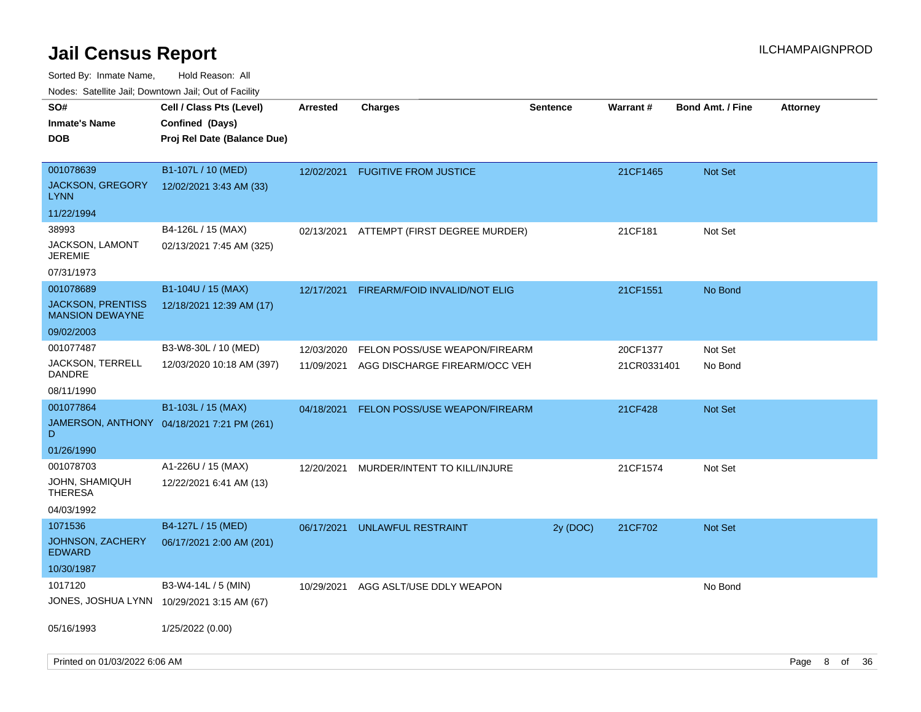# Jail Census Report

Sorted By: Inmate Name,     Hold Reason: All

Nodes: Satellite Jail; Downtown Jail; Out of Facility

| SO# / Inmate's Name / DOB | Cell / Class Pts (Level) / Confined (Days) / Proj Rel Date (Balance Due) | Arrested | Charges | Sentence | Warrant # | Bond Amt. / Fine | Attorney |
|---|---|---|---|---|---|---|---|
| 001078639<br>JACKSON, GREGORY LYNN<br>11/22/1994 | B1-107L / 10 (MED)<br>12/02/2021 3:43 AM (33) | 12/02/2021 | FUGITIVE FROM JUSTICE | | 21CF1465 | Not Set | |
| 38993<br>JACKSON, LAMONT JEREMIE<br>07/31/1973 | B4-126L / 15 (MAX)<br>02/13/2021 7:45 AM (325) | 02/13/2021 | ATTEMPT (FIRST DEGREE MURDER) | | 21CF181 | Not Set | |
| 001078689<br>JACKSON, PRENTISS MANSION DEWAYNE<br>09/02/2003 | B1-104U / 15 (MAX)<br>12/18/2021 12:39 AM (17) | 12/17/2021 | FIREARM/FOID INVALID/NOT ELIG | | 21CF1551 | No Bond | |
| 001077487<br>JACKSON, TERRELL DANDRE<br>08/11/1990 | B3-W8-30L / 10 (MED)<br>12/03/2020 10:18 AM (397) | 12/03/2020<br>11/09/2021 | FELON POSS/USE WEAPON/FIREARM<br>AGG DISCHARGE FIREARM/OCC VEH | | 20CF1377<br>21CR0331401 | Not Set<br>No Bond | |
| 001077864<br>JAMERSON, ANTHONY D<br>01/26/1990 | B1-103L / 15 (MAX)<br>04/18/2021 7:21 PM (261) | 04/18/2021 | FELON POSS/USE WEAPON/FIREARM | | 21CF428 | Not Set | |
| 001078703<br>JOHN, SHAMIQUH THERESA<br>04/03/1992 | A1-226U / 15 (MAX)<br>12/22/2021 6:41 AM (13) | 12/20/2021 | MURDER/INTENT TO KILL/INJURE | | 21CF1574 | Not Set | |
| 1071536<br>JOHNSON, ZACHERY EDWARD<br>10/30/1987 | B4-127L / 15 (MED)<br>06/17/2021 2:00 AM (201) | 06/17/2021 | UNLAWFUL RESTRAINT | 2y (DOC) | 21CF702 | Not Set | |
| 1017120<br>JONES, JOSHUA LYNN<br>05/16/1993 | B3-W4-14L / 5 (MIN)<br>10/29/2021 3:15 AM (67)<br>1/25/2022 (0.00) | 10/29/2021 | AGG ASLT/USE DDLY WEAPON | | | No Bond | |

Printed on 01/03/2022 6:06 AM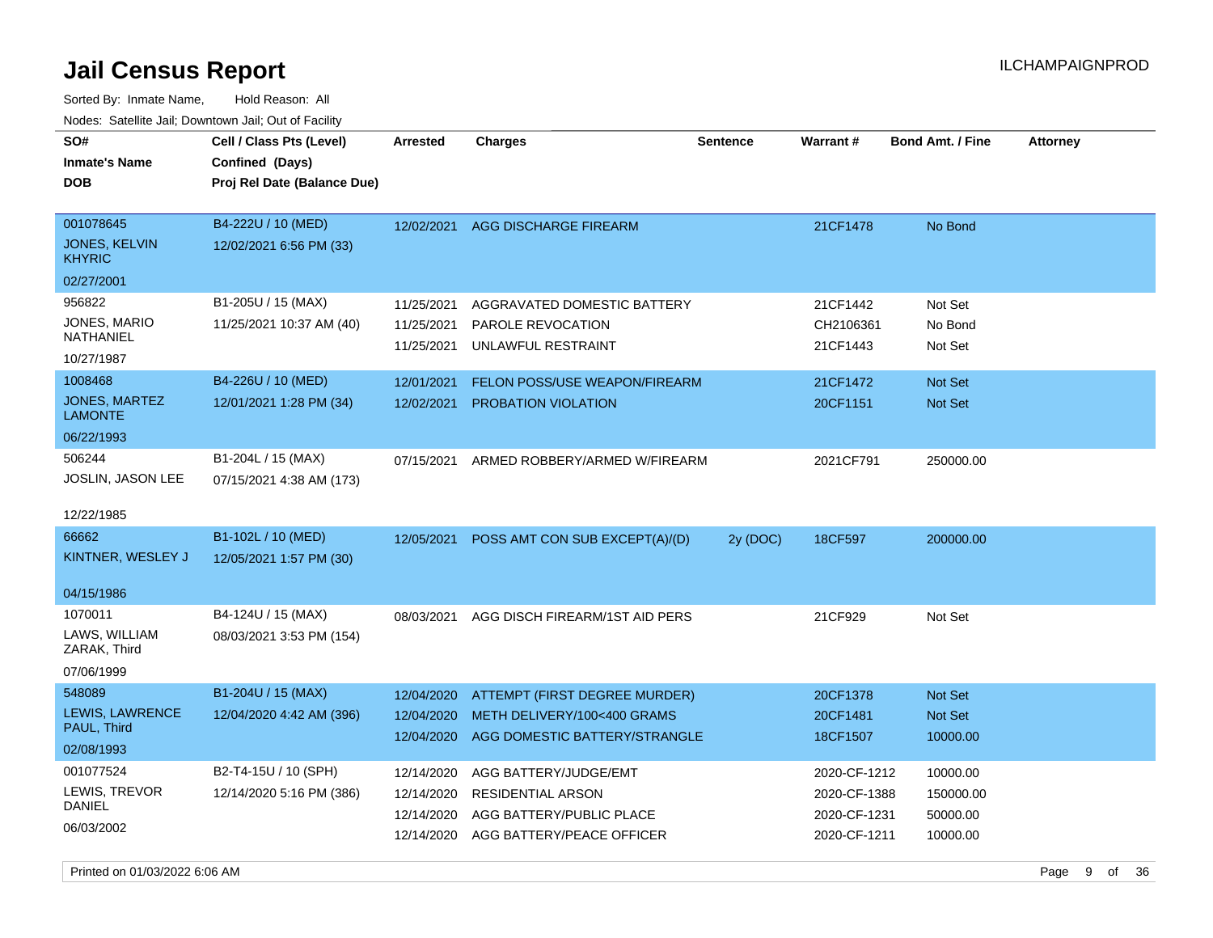# Jail Census Report

Sorted By: Inmate Name, Hold Reason: All

Nodes: Satellite Jail; Downtown Jail; Out of Facility

| SO# / Inmate's Name / DOB | Cell / Class Pts (Level) / Confined (Days) / Proj Rel Date (Balance Due) | Arrested | Charges | Sentence | Warrant # | Bond Amt. / Fine | Attorney |
|---|---|---|---|---|---|---|---|
| 001078645<br>JONES, KELVIN KHYRIC<br>02/27/2001 | B4-222U / 10 (MED)<br>12/02/2021 6:56 PM (33) | 12/02/2021 | AGG DISCHARGE FIREARM | | 21CF1478 | No Bond | |
| 956822<br>JONES, MARIO NATHANIEL<br>10/27/1987 | B1-205U / 15 (MAX)<br>11/25/2021 10:37 AM (40) | 11/25/2021<br>11/25/2021<br>11/25/2021 | AGGRAVATED DOMESTIC BATTERY<br>PAROLE REVOCATION<br>UNLAWFUL RESTRAINT | | 21CF1442<br>CH2106361<br>21CF1443 | Not Set<br>No Bond<br>Not Set | |
| 1008468<br>JONES, MARTEZ LAMONTE<br>06/22/1993 | B4-226U / 10 (MED)<br>12/01/2021 1:28 PM (34) | 12/01/2021<br>12/02/2021 | FELON POSS/USE WEAPON/FIREARM<br>PROBATION VIOLATION | | 21CF1472<br>20CF1151 | Not Set<br>Not Set | |
| 506244<br>JOSLIN, JASON LEE<br>12/22/1985 | B1-204L / 15 (MAX)<br>07/15/2021 4:38 AM (173) | 07/15/2021 | ARMED ROBBERY/ARMED W/FIREARM | | 2021CF791 | 250000.00 | |
| 66662<br>KINTNER, WESLEY J<br>04/15/1986 | B1-102L / 10 (MED)<br>12/05/2021 1:57 PM (30) | 12/05/2021 | POSS AMT CON SUB EXCEPT(A)/(D) | 2y (DOC) | 18CF597 | 200000.00 | |
| 1070011<br>LAWS, WILLIAM ZARAK, Third<br>07/06/1999 | B4-124U / 15 (MAX)<br>08/03/2021 3:53 PM (154) | 08/03/2021 | AGG DISCH FIREARM/1ST AID PERS | | 21CF929 | Not Set | |
| 548089<br>LEWIS, LAWRENCE PAUL, Third<br>02/08/1993 | B1-204U / 15 (MAX)<br>12/04/2020 4:42 AM (396) | 12/04/2020<br>12/04/2020<br>12/04/2020 | ATTEMPT (FIRST DEGREE MURDER)<br>METH DELIVERY/100<400 GRAMS<br>AGG DOMESTIC BATTERY/STRANGLE | | 20CF1378<br>20CF1481<br>18CF1507 | Not Set<br>Not Set<br>10000.00 | |
| 001077524<br>LEWIS, TREVOR DANIEL<br>06/03/2002 | B2-T4-15U / 10 (SPH)<br>12/14/2020 5:16 PM (386) | 12/14/2020<br>12/14/2020<br>12/14/2020<br>12/14/2020 | AGG BATTERY/JUDGE/EMT<br>RESIDENTIAL ARSON<br>AGG BATTERY/PUBLIC PLACE<br>AGG BATTERY/PEACE OFFICER | | 2020-CF-1212<br>2020-CF-1388<br>2020-CF-1231<br>2020-CF-1211 | 10000.00<br>150000.00<br>50000.00<br>10000.00 | |

Printed on 01/03/2022 6:06 AM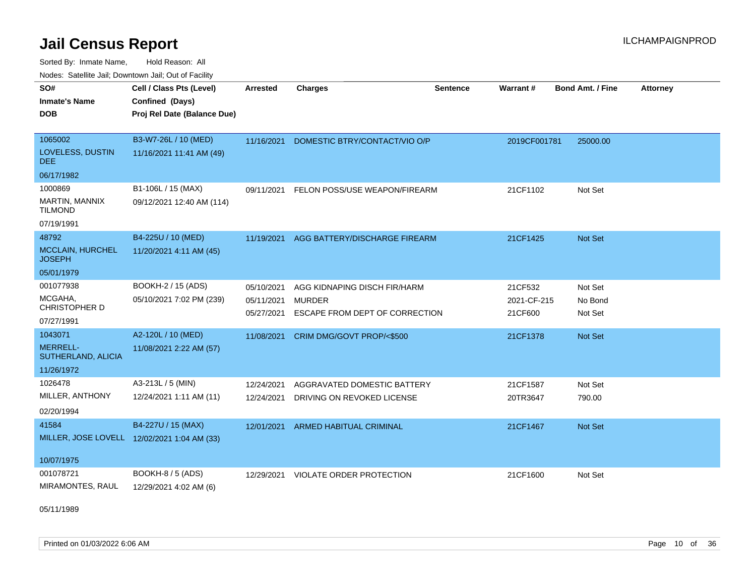# Jail Census Report

ILCHAMPAIGNPROD

Sorted By: Inmate Name, Hold Reason: All

Nodes: Satellite Jail; Downtown Jail; Out of Facility

| SO# / Inmate's Name / DOB | Cell / Class Pts (Level) / Confined (Days) / Proj Rel Date (Balance Due) | Arrested | Charges | Sentence | Warrant # | Bond Amt. / Fine | Attorney |
|---|---|---|---|---|---|---|---|
| 1065002<br>LOVELESS, DUSTIN DEE<br>06/17/1982 | B3-W7-26L / 10 (MED)<br>11/16/2021 11:41 AM (49) | 11/16/2021 | DOMESTIC BTRY/CONTACT/VIO O/P | | 2019CF001781 | 25000.00 | |
| 1000869<br>MARTIN, MANNIX TILMOND<br>07/19/1991 | B1-106L / 15 (MAX)<br>09/12/2021 12:40 AM (114) | 09/11/2021 | FELON POSS/USE WEAPON/FIREARM | | 21CF1102 | Not Set | |
| 48792<br>MCCLAIN, HURCHEL JOSEPH<br>05/01/1979 | B4-225U / 10 (MED)<br>11/20/2021 4:11 AM (45) | 11/19/2021 | AGG BATTERY/DISCHARGE FIREARM | | 21CF1425 | Not Set | |
| 001077938<br>MCGAHA, CHRISTOPHER D<br>07/27/1991 | BOOKH-2 / 15 (ADS)<br>05/10/2021 7:02 PM (239) | 05/10/2021 | AGG KIDNAPING DISCH FIR/HARM | | 21CF532 | Not Set | |
| | | 05/11/2021 | MURDER | | 2021-CF-215 | No Bond | |
| | | 05/27/2021 | ESCAPE FROM DEPT OF CORRECTION | | 21CF600 | Not Set | |
| 1043071<br>MERRELL-SUTHERLAND, ALICIA<br>11/26/1972 | A2-120L / 10 (MED)<br>11/08/2021 2:22 AM (57) | 11/08/2021 | CRIM DMG/GOVT PROP/<$500 | | 21CF1378 | Not Set | |
| 1026478<br>MILLER, ANTHONY<br>02/20/1994 | A3-213L / 5 (MIN)<br>12/24/2021 1:11 AM (11) | 12/24/2021 | AGGRAVATED DOMESTIC BATTERY | | 21CF1587 | Not Set | |
| | | 12/24/2021 | DRIVING ON REVOKED LICENSE | | 20TR3647 | 790.00 | |
| 41584<br>MILLER, JOSE LOVELL<br>10/07/1975 | B4-227U / 15 (MAX)<br>12/02/2021 1:04 AM (33) | 12/01/2021 | ARMED HABITUAL CRIMINAL | | 21CF1467 | Not Set | |
| 001078721<br>MIRAMONTES, RAUL<br>05/11/1989 | BOOKH-8 / 5 (ADS)<br>12/29/2021 4:02 AM (6) | 12/29/2021 | VIOLATE ORDER PROTECTION | | 21CF1600 | Not Set | |

Printed on 01/03/2022 6:06 AM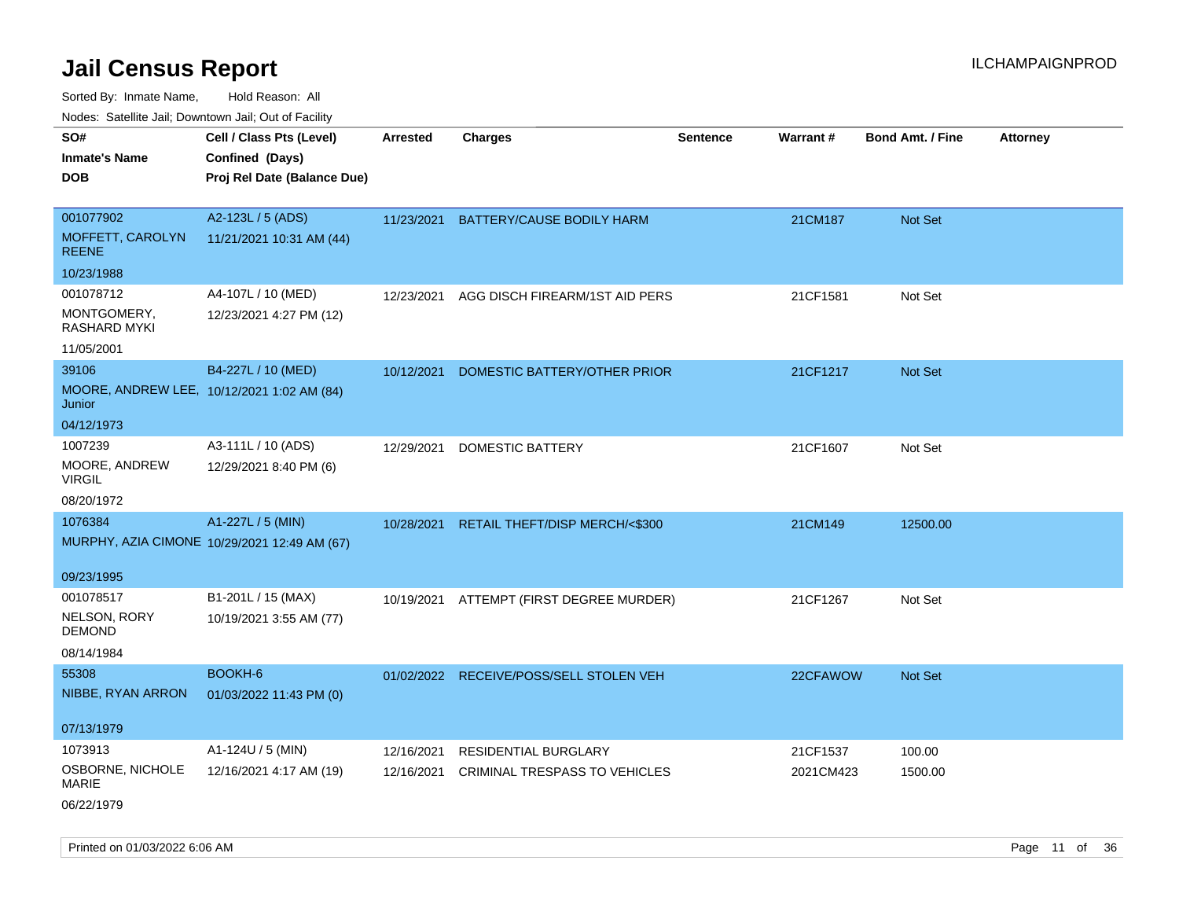# Jail Census Report

ILCHAMPAIGNPROD

Sorted By: Inmate Name, Hold Reason: All

Nodes: Satellite Jail; Downtown Jail; Out of Facility

| SO# / Inmate's Name / DOB | Cell / Class Pts (Level) / Confined (Days) / Proj Rel Date (Balance Due) | Arrested | Charges | Sentence | Warrant # | Bond Amt. / Fine | Attorney |
|---|---|---|---|---|---|---|---|
| 001077902<br>MOFFETT, CAROLYN REENE<br>10/23/1988 | A2-123L / 5 (ADS)<br>11/21/2021 10:31 AM (44) | 11/23/2021 | BATTERY/CAUSE BODILY HARM | | 21CM187 | Not Set | |
| 001078712<br>MONTGOMERY, RASHARD MYKI<br>11/05/2001 | A4-107L / 10 (MED)<br>12/23/2021 4:27 PM (12) | 12/23/2021 | AGG DISCH FIREARM/1ST AID PERS | | 21CF1581 | Not Set | |
| 39106<br>MOORE, ANDREW LEE, Junior<br>04/12/1973 | B4-227L / 10 (MED)<br>10/12/2021 1:02 AM (84) | 10/12/2021 | DOMESTIC BATTERY/OTHER PRIOR | | 21CF1217 | Not Set | |
| 1007239<br>MOORE, ANDREW VIRGIL<br>08/20/1972 | A3-111L / 10 (ADS)<br>12/29/2021 8:40 PM (6) | 12/29/2021 | DOMESTIC BATTERY | | 21CF1607 | Not Set | |
| 1076384<br>MURPHY, AZIA CIMONE<br>09/23/1995 | A1-227L / 5 (MIN)<br>10/29/2021 12:49 AM (67) | 10/28/2021 | RETAIL THEFT/DISP MERCH/<$300 | | 21CM149 | 12500.00 | |
| 001078517<br>NELSON, RORY DEMOND<br>08/14/1984 | B1-201L / 15 (MAX)<br>10/19/2021 3:55 AM (77) | 10/19/2021 | ATTEMPT (FIRST DEGREE MURDER) | | 21CF1267 | Not Set | |
| 55308<br>NIBBE, RYAN ARRON<br>07/13/1979 | BOOKH-6<br>01/03/2022 11:43 PM (0) | 01/02/2022 | RECEIVE/POSS/SELL STOLEN VEH | | 22CFAWOW | Not Set | |
| 1073913<br>OSBORNE, NICHOLE MARIE<br>06/22/1979 | A1-124U / 5 (MIN)<br>12/16/2021 4:17 AM (19) | 12/16/2021 | RESIDENTIAL BURGLARY | | 21CF1537 | 100.00 | |
| | | 12/16/2021 | CRIMINAL TRESPASS TO VEHICLES | | 2021CM423 | 1500.00 | |

Printed on 01/03/2022 6:06 AM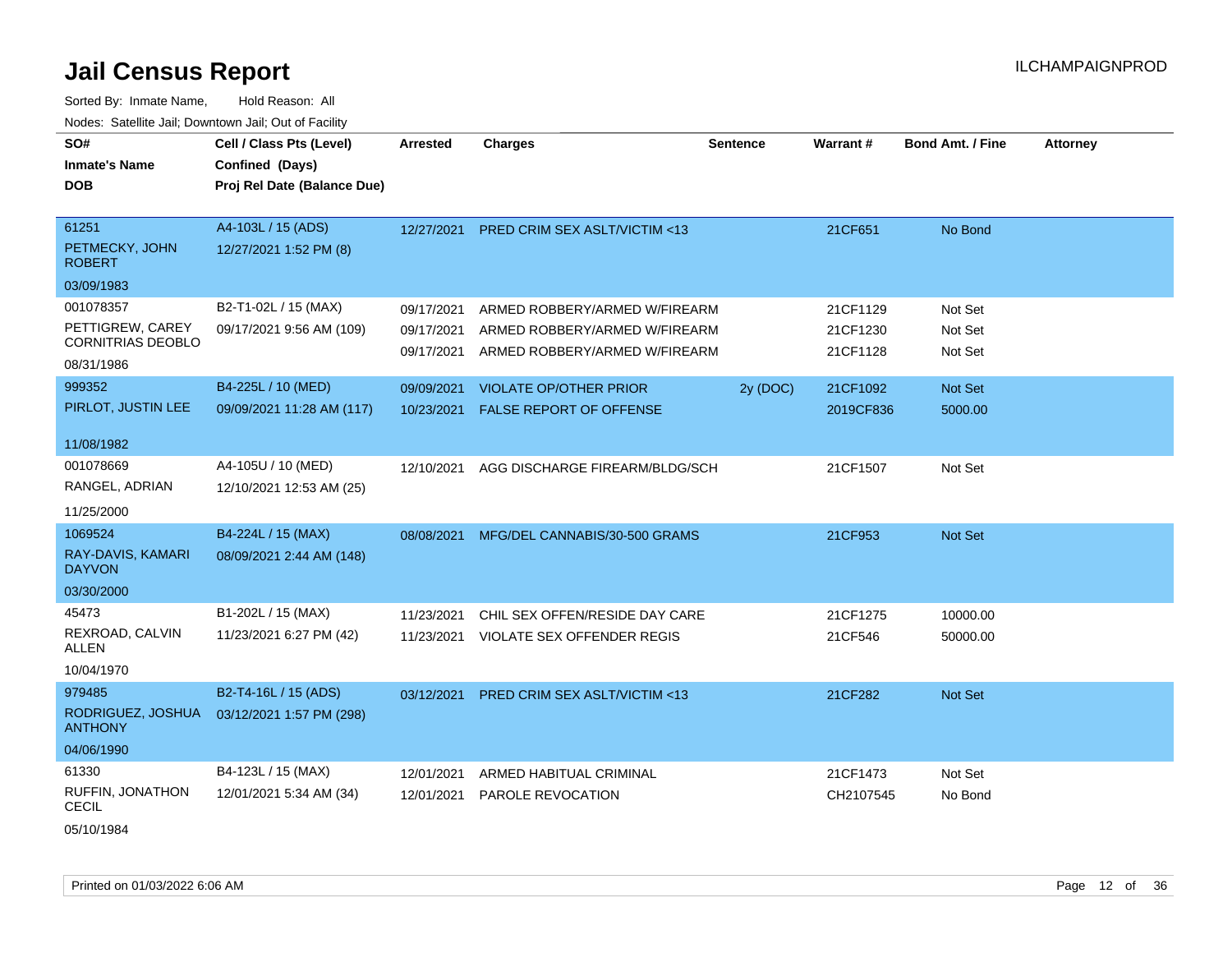# Jail Census Report

ILCHAMPAIGNPROD

Sorted By: Inmate Name, Hold Reason: All

Nodes: Satellite Jail; Downtown Jail; Out of Facility

| SO#<br>Inmate's Name<br>DOB | Cell / Class Pts (Level)<br>Confined (Days)<br>Proj Rel Date (Balance Due) | Arrested | Charges | Sentence | Warrant # | Bond Amt. / Fine | Attorney |
|---|---|---|---|---|---|---|---|
| 61251<br>PETMECKY, JOHN ROBERT<br>03/09/1983 | A4-103L / 15 (ADS)<br>12/27/2021 1:52 PM (8) | 12/27/2021 | PRED CRIM SEX ASLT/VICTIM <13 | | 21CF651 | No Bond | |
| 001078357<br>PETTIGREW, CAREY CORNITRIAS DEOBLO<br>08/31/1986 | B2-T1-02L / 15 (MAX)<br>09/17/2021 9:56 AM (109) | 09/17/2021<br>09/17/2021<br>09/17/2021 | ARMED ROBBERY/ARMED W/FIREARM<br>ARMED ROBBERY/ARMED W/FIREARM<br>ARMED ROBBERY/ARMED W/FIREARM | | 21CF1129<br>21CF1230<br>21CF1128 | Not Set<br>Not Set<br>Not Set | |
| 999352<br>PIRLOT, JUSTIN LEE<br>11/08/1982 | B4-225L / 10 (MED)<br>09/09/2021 11:28 AM (117) | 09/09/2021<br>10/23/2021 | VIOLATE OP/OTHER PRIOR<br>FALSE REPORT OF OFFENSE | 2y (DOC) | 21CF1092<br>2019CF836 | Not Set<br>5000.00 | |
| 001078669<br>RANGEL, ADRIAN<br>11/25/2000 | A4-105U / 10 (MED)<br>12/10/2021 12:53 AM (25) | 12/10/2021 | AGG DISCHARGE FIREARM/BLDG/SCH | | 21CF1507 | Not Set | |
| 1069524<br>RAY-DAVIS, KAMARI DAYVON<br>03/30/2000 | B4-224L / 15 (MAX)<br>08/09/2021 2:44 AM (148) | 08/08/2021 | MFG/DEL CANNABIS/30-500 GRAMS | | 21CF953 | Not Set | |
| 45473<br>REXROAD, CALVIN ALLEN<br>10/04/1970 | B1-202L / 15 (MAX)<br>11/23/2021 6:27 PM (42) | 11/23/2021<br>11/23/2021 | CHIL SEX OFFEN/RESIDE DAY CARE<br>VIOLATE SEX OFFENDER REGIS | | 21CF1275<br>21CF546 | 10000.00<br>50000.00 | |
| 979485<br>RODRIGUEZ, JOSHUA ANTHONY<br>04/06/1990 | B2-T4-16L / 15 (ADS)<br>03/12/2021 1:57 PM (298) | 03/12/2021 | PRED CRIM SEX ASLT/VICTIM <13 | | 21CF282 | Not Set | |
| 61330<br>RUFFIN, JONATHON CECIL<br>05/10/1984 | B4-123L / 15 (MAX)<br>12/01/2021 5:34 AM (34) | 12/01/2021<br>12/01/2021 | ARMED HABITUAL CRIMINAL<br>PAROLE REVOCATION | | 21CF1473<br>CH2107545 | Not Set<br>No Bond | |

Printed on 01/03/2022 6:06 AM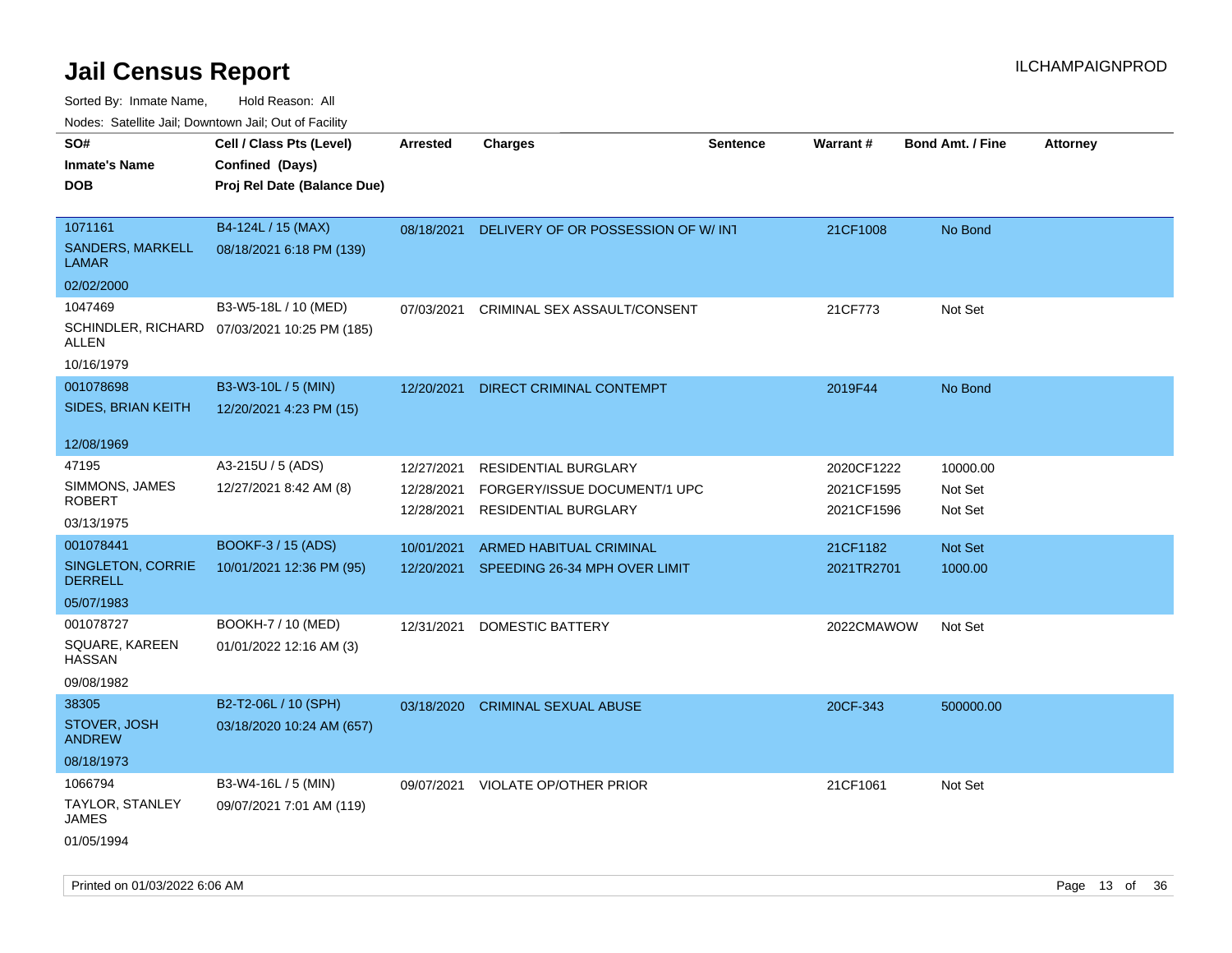# Jail Census Report

Sorted By: Inmate Name, Hold Reason: All

Nodes: Satellite Jail; Downtown Jail; Out of Facility

| SO# / Inmate's Name / DOB | Cell / Class Pts (Level) / Confined (Days) / Proj Rel Date (Balance Due) | Arrested | Charges | Sentence | Warrant # | Bond Amt. / Fine | Attorney |
|---|---|---|---|---|---|---|---|
| 1071161<br>SANDERS, MARKELL LAMAR<br>02/02/2000 | B4-124L / 15 (MAX)<br>08/18/2021 6:18 PM (139) | 08/18/2021 | DELIVERY OF OR POSSESSION OF W/ INT | | 21CF1008 | No Bond | |
| 1047469<br>SCHINDLER, RICHARD ALLEN<br>10/16/1979 | B3-W5-18L / 10 (MED)<br>07/03/2021 10:25 PM (185) | 07/03/2021 | CRIMINAL SEX ASSAULT/CONSENT | | 21CF773 | Not Set | |
| 001078698<br>SIDES, BRIAN KEITH<br>12/08/1969 | B3-W3-10L / 5 (MIN)<br>12/20/2021 4:23 PM (15) | 12/20/2021 | DIRECT CRIMINAL CONTEMPT | | 2019F44 | No Bond | |
| 47195<br>SIMMONS, JAMES ROBERT<br>03/13/1975 | A3-215U / 5 (ADS)<br>12/27/2021 8:42 AM (8) | 12/27/2021<br>12/28/2021<br>12/28/2021 | RESIDENTIAL BURGLARY<br>FORGERY/ISSUE DOCUMENT/1 UPC<br>RESIDENTIAL BURGLARY | | 2020CF1222<br>2021CF1595<br>2021CF1596 | 10000.00<br>Not Set<br>Not Set | |
| 001078441<br>SINGLETON, CORRIE DERRELL<br>05/07/1983 | BOOKF-3 / 15 (ADS)<br>10/01/2021 12:36 PM (95) | 10/01/2021<br>12/20/2021 | ARMED HABITUAL CRIMINAL<br>SPEEDING 26-34 MPH OVER LIMIT | | 21CF1182<br>2021TR2701 | Not Set<br>1000.00 | |
| 001078727<br>SQUARE, KAREEN HASSAN<br>09/08/1982 | BOOKH-7 / 10 (MED)<br>01/01/2022 12:16 AM (3) | 12/31/2021 | DOMESTIC BATTERY | | 2022CMAWOW | Not Set | |
| 38305<br>STOVER, JOSH ANDREW<br>08/18/1973 | B2-T2-06L / 10 (SPH)<br>03/18/2020 10:24 AM (657) | 03/18/2020 | CRIMINAL SEXUAL ABUSE | | 20CF-343 | 500000.00 | |
| 1066794<br>TAYLOR, STANLEY JAMES<br>01/05/1994 | B3-W4-16L / 5 (MIN)<br>09/07/2021 7:01 AM (119) | 09/07/2021 | VIOLATE OP/OTHER PRIOR | | 21CF1061 | Not Set | |

Printed on 01/03/2022 6:06 AM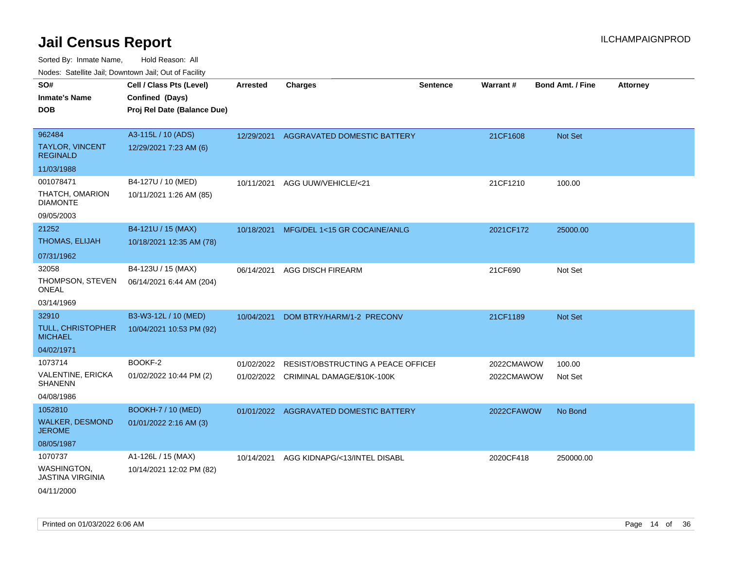# Jail Census Report

ILCHAMPAIGNPROD

Sorted By: Inmate Name, Hold Reason: All

Nodes: Satellite Jail; Downtown Jail; Out of Facility

| SO#<br>Inmate's Name<br>DOB | Cell / Class Pts (Level)<br>Confined (Days)<br>Proj Rel Date (Balance Due) | Arrested | Charges | Sentence | Warrant # | Bond Amt. / Fine | Attorney |
|---|---|---|---|---|---|---|---|
| 962484<br>TAYLOR, VINCENT REGINALD<br>11/03/1988 | A3-115L / 10 (ADS)<br>12/29/2021 7:23 AM (6) | 12/29/2021 | AGGRAVATED DOMESTIC BATTERY | | 21CF1608 | Not Set | |
| 001078471<br>THATCH, OMARION DIAMONTE<br>09/05/2003 | B4-127U / 10 (MED)<br>10/11/2021 1:26 AM (85) | 10/11/2021 | AGG UUW/VEHICLE/<21 | | 21CF1210 | 100.00 | |
| 21252<br>THOMAS, ELIJAH<br>07/31/1962 | B4-121U / 15 (MAX)<br>10/18/2021 12:35 AM (78) | 10/18/2021 | MFG/DEL 1<15 GR COCAINE/ANLG | | 2021CF172 | 25000.00 | |
| 32058<br>THOMPSON, STEVEN ONEAL<br>03/14/1969 | B4-123U / 15 (MAX)<br>06/14/2021 6:44 AM (204) | 06/14/2021 | AGG DISCH FIREARM | | 21CF690 | Not Set | |
| 32910<br>TULL, CHRISTOPHER MICHAEL<br>04/02/1971 | B3-W3-12L / 10 (MED)<br>10/04/2021 10:53 PM (92) | 10/04/2021 | DOM BTRY/HARM/1-2 PRECONV | | 21CF1189 | Not Set | |
| 1073714<br>VALENTINE, ERICKA SHANENN<br>04/08/1986 | BOOKF-2<br>01/02/2022 10:44 PM (2) | 01/02/2022<br>01/02/2022 | RESIST/OBSTRUCTING A PEACE OFFICEI<br>CRIMINAL DAMAGE/$10K-100K | | 2022CMAWOW<br>2022CMAWOW | 100.00<br>Not Set | |
| 1052810<br>WALKER, DESMOND JEROME<br>08/05/1987 | BOOKH-7 / 10 (MED)<br>01/01/2022 2:16 AM (3) | 01/01/2022 | AGGRAVATED DOMESTIC BATTERY | | 2022CFAWOW | No Bond | |
| 1070737<br>WASHINGTON, JASTINA VIRGINIA<br>04/11/2000 | A1-126L / 15 (MAX)<br>10/14/2021 12:02 PM (82) | 10/14/2021 | AGG KIDNAPG/<13/INTEL DISABL | | 2020CF418 | 250000.00 | |

Printed on 01/03/2022 6:06 AM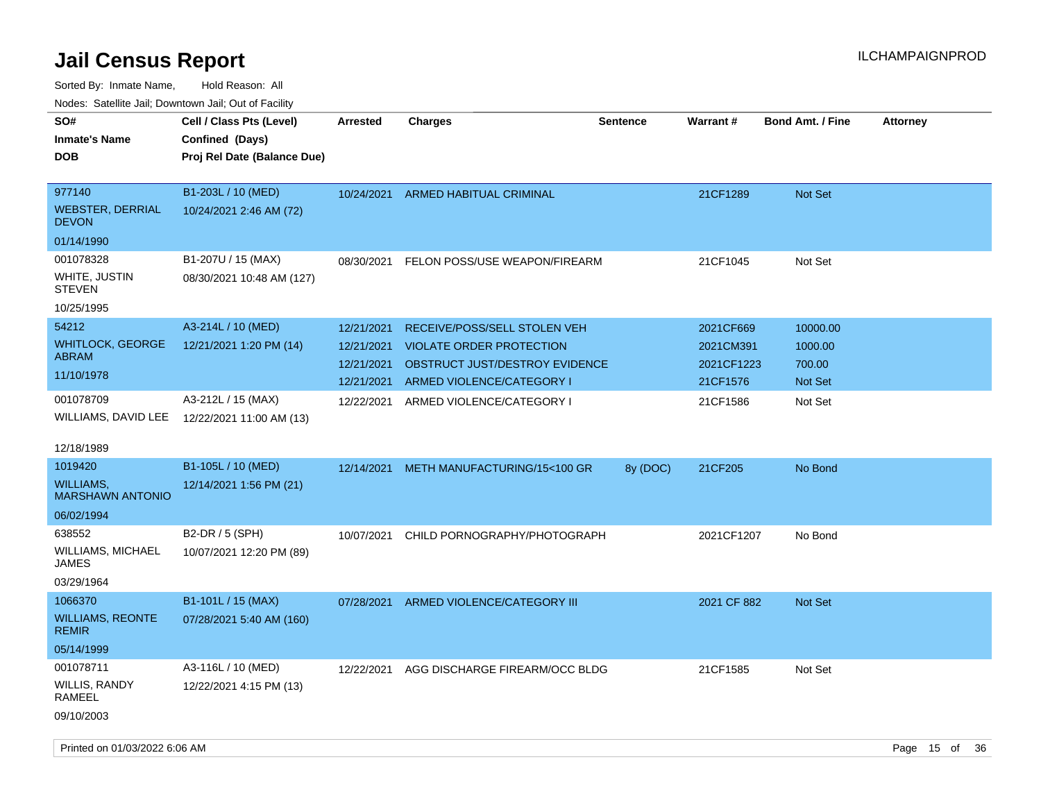# Jail Census Report

ILCHAMPAIGNPROD

Sorted By: Inmate Name, Hold Reason: All

Nodes: Satellite Jail; Downtown Jail; Out of Facility

| SO# / Inmate's Name / DOB | Cell / Class Pts (Level) / Confined (Days) / Proj Rel Date (Balance Due) | Arrested | Charges | Sentence | Warrant # | Bond Amt. / Fine | Attorney |
|---|---|---|---|---|---|---|---|
| 977140<br>WEBSTER, DERRIAL DEVON<br>01/14/1990 | B1-203L / 10 (MED)<br>10/24/2021 2:46 AM (72) | 10/24/2021 | ARMED HABITUAL CRIMINAL | | 21CF1289 | Not Set | |
| 001078328<br>WHITE, JUSTIN STEVEN<br>10/25/1995 | B1-207U / 15 (MAX)<br>08/30/2021 10:48 AM (127) | 08/30/2021 | FELON POSS/USE WEAPON/FIREARM | | 21CF1045 | Not Set | |
| 54212<br>WHITLOCK, GEORGE ABRAM<br>11/10/1978 | A3-214L / 10 (MED)<br>12/21/2021 1:20 PM (14) | 12/21/2021 | RECEIVE/POSS/SELL STOLEN VEH | | 2021CF669 | 10000.00 | |
| | | 12/21/2021 | VIOLATE ORDER PROTECTION | | 2021CM391 | 1000.00 | |
| | | 12/21/2021 | OBSTRUCT JUST/DESTROY EVIDENCE | | 2021CF1223 | 700.00 | |
| | | 12/21/2021 | ARMED VIOLENCE/CATEGORY I | | 21CF1576 | Not Set | |
| 001078709<br>WILLIAMS, DAVID LEE<br>12/18/1989 | A3-212L / 15 (MAX)<br>12/22/2021 11:00 AM (13) | 12/22/2021 | ARMED VIOLENCE/CATEGORY I | | 21CF1586 | Not Set | |
| 1019420<br>WILLIAMS, MARSHAWN ANTONIO<br>06/02/1994 | B1-105L / 10 (MED)<br>12/14/2021 1:56 PM (21) | 12/14/2021 | METH MANUFACTURING/15<100 GR | 8y (DOC) | 21CF205 | No Bond | |
| 638552<br>WILLIAMS, MICHAEL JAMES<br>03/29/1964 | B2-DR / 5 (SPH)<br>10/07/2021 12:20 PM (89) | 10/07/2021 | CHILD PORNOGRAPHY/PHOTOGRAPH | | 2021CF1207 | No Bond | |
| 1066370<br>WILLIAMS, REONTE REMIR<br>05/14/1999 | B1-101L / 15 (MAX)<br>07/28/2021 5:40 AM (160) | 07/28/2021 | ARMED VIOLENCE/CATEGORY III | | 2021 CF 882 | Not Set | |
| 001078711<br>WILLIS, RANDY RAMEEL<br>09/10/2003 | A3-116L / 10 (MED)<br>12/22/2021 4:15 PM (13) | 12/22/2021 | AGG DISCHARGE FIREARM/OCC BLDG | | 21CF1585 | Not Set | |

Printed on 01/03/2022 6:06 AM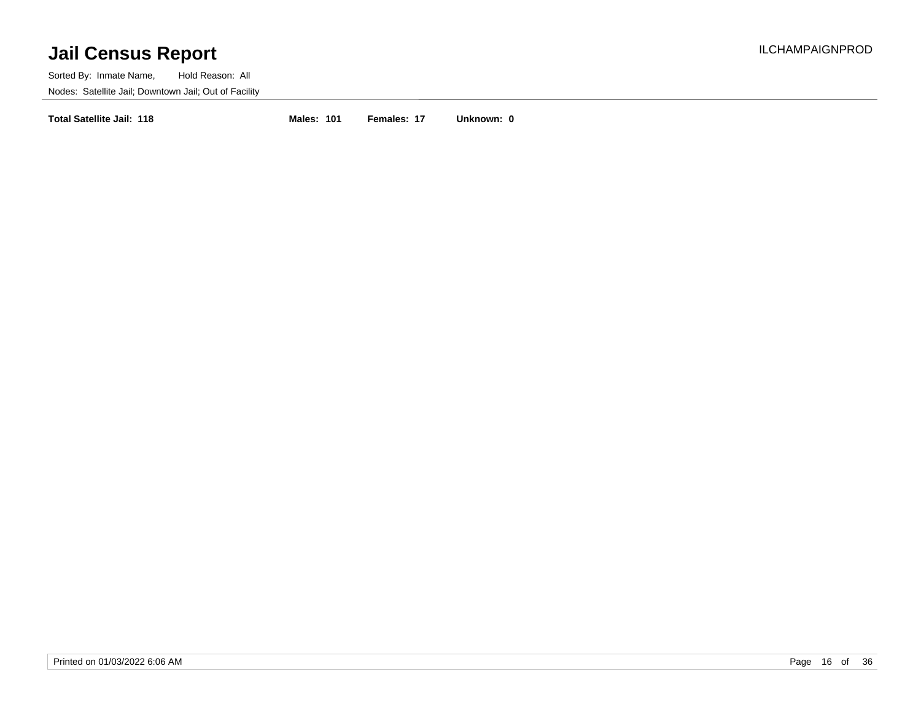# Jail Census Report

ILCHAMPAIGNPROD

Sorted By: Inmate Name, Hold Reason: All

Nodes: Satellite Jail; Downtown Jail; Out of Facility

**Total Satellite Jail: 118** **Males: 101** **Females: 17** **Unknown: 0**

Printed on 01/03/2022 6:06 AM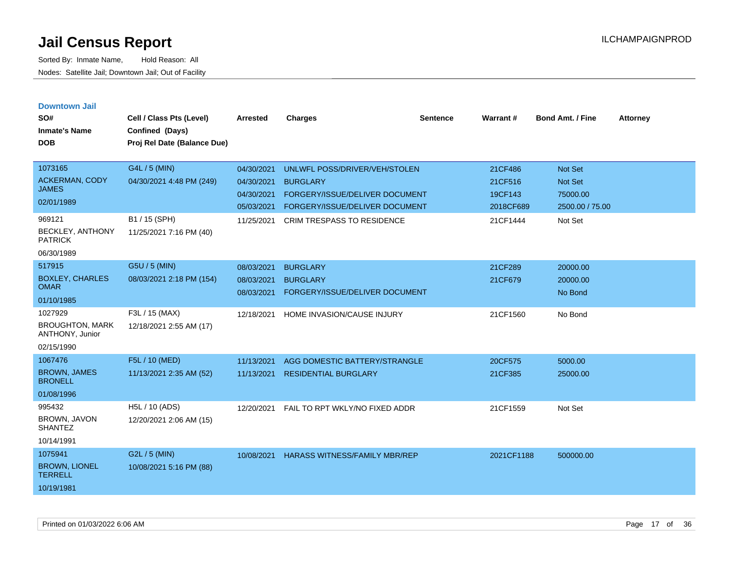# Jail Census Report

Sorted By: Inmate Name, Hold Reason: All

Nodes: Satellite Jail; Downtown Jail; Out of Facility

ILCHAMPAIGNPROD

## Downtown Jail

| SO# / Inmate's Name / DOB | Cell / Class Pts (Level) / Confined (Days) / Proj Rel Date (Balance Due) | Arrested | Charges | Sentence | Warrant # | Bond Amt. / Fine | Attorney |
|---|---|---|---|---|---|---|---|
| 1073165<br>ACKERMAN, CODY JAMES<br>02/01/1989 | G4L / 5 (MIN)<br>04/30/2021 4:48 PM (249) | 04/30/2021<br>04/30/2021<br>04/30/2021<br>05/03/2021 | UNLWFL POSS/DRIVER/VEH/STOLEN<br>BURGLARY<br>FORGERY/ISSUE/DELIVER DOCUMENT<br>FORGERY/ISSUE/DELIVER DOCUMENT | | 21CF486<br>21CF516<br>19CF143<br>2018CF689 | Not Set<br>Not Set<br>75000.00<br>2500.00 / 75.00 | |
| 969121<br>BECKLEY, ANTHONY PATRICK<br>06/30/1989 | B1 / 15 (SPH)<br>11/25/2021 7:16 PM (40) | 11/25/2021 | CRIM TRESPASS TO RESIDENCE | | 21CF1444 | Not Set | |
| 517915<br>BOXLEY, CHARLES OMAR<br>01/10/1985 | G5U / 5 (MIN)<br>08/03/2021 2:18 PM (154) | 08/03/2021<br>08/03/2021<br>08/03/2021 | BURGLARY<br>BURGLARY<br>FORGERY/ISSUE/DELIVER DOCUMENT | | 21CF289<br>21CF679 | 20000.00<br>20000.00<br>No Bond | |
| 1027929<br>BROUGHTON, MARK ANTHONY, Junior<br>02/15/1990 | F3L / 15 (MAX)<br>12/18/2021 2:55 AM (17) | 12/18/2021 | HOME INVASION/CAUSE INJURY | | 21CF1560 | No Bond | |
| 1067476<br>BROWN, JAMES BRONELL<br>01/08/1996 | F5L / 10 (MED)<br>11/13/2021 2:35 AM (52) | 11/13/2021<br>11/13/2021 | AGG DOMESTIC BATTERY/STRANGLE<br>RESIDENTIAL BURGLARY | | 20CF575<br>21CF385 | 5000.00<br>25000.00 | |
| 995432<br>BROWN, JAVON SHANTEZ<br>10/14/1991 | H5L / 10 (ADS)<br>12/20/2021 2:06 AM (15) | 12/20/2021 | FAIL TO RPT WKLY/NO FIXED ADDR | | 21CF1559 | Not Set | |
| 1075941<br>BROWN, LIONEL TERRELL<br>10/19/1981 | G2L / 5 (MIN)<br>10/08/2021 5:16 PM (88) | 10/08/2021 | HARASS WITNESS/FAMILY MBR/REP | | 2021CF1188 | 500000.00 | |

Printed on 01/03/2022 6:06 AM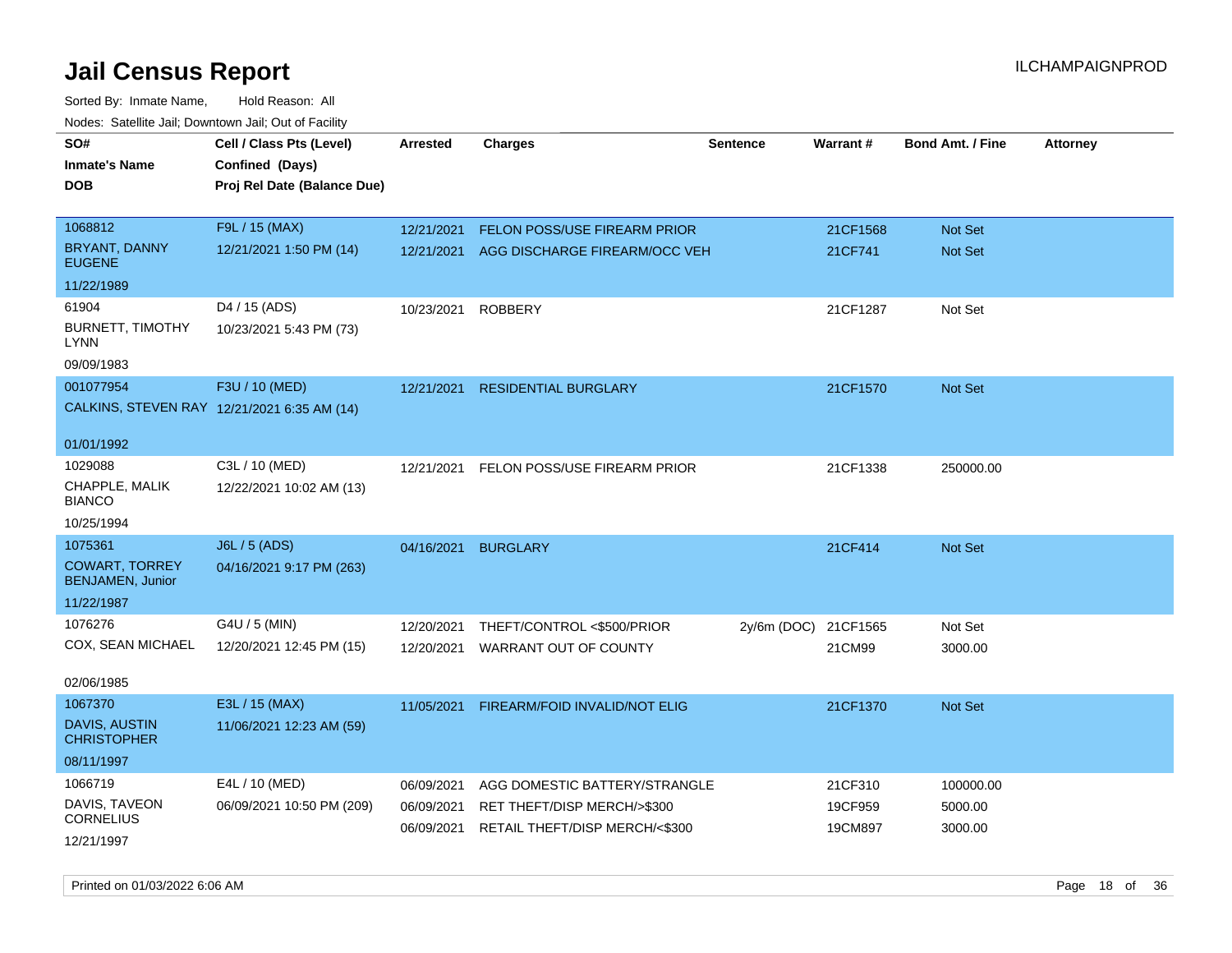# Jail Census Report

ILCHAMPAIGNPROD

Sorted By: Inmate Name, Hold Reason: All

Nodes: Satellite Jail; Downtown Jail; Out of Facility

| SO# / Inmate's Name / DOB | Cell / Class Pts (Level) / Confined (Days) / Proj Rel Date (Balance Due) | Arrested | Charges | Sentence | Warrant # | Bond Amt. / Fine | Attorney |
|---|---|---|---|---|---|---|---|
| 1068812<br>BRYANT, DANNY EUGENE<br>11/22/1989 | F9L / 15 (MAX)<br>12/21/2021 1:50 PM (14) | 12/21/2021 | FELON POSS/USE FIREARM PRIOR | | 21CF1568 | Not Set | |
| | | 12/21/2021 | AGG DISCHARGE FIREARM/OCC VEH | | 21CF741 | Not Set | |
| 61904<br>BURNETT, TIMOTHY LYNN<br>09/09/1983 | D4 / 15 (ADS)<br>10/23/2021 5:43 PM (73) | 10/23/2021 | ROBBERY | | 21CF1287 | Not Set | |
| 001077954<br>CALKINS, STEVEN RAY<br>01/01/1992 | F3U / 10 (MED)<br>12/21/2021 6:35 AM (14) | 12/21/2021 | RESIDENTIAL BURGLARY | | 21CF1570 | Not Set | |
| 1029088<br>CHAPPLE, MALIK BIANCO<br>10/25/1994 | C3L / 10 (MED)<br>12/22/2021 10:02 AM (13) | 12/21/2021 | FELON POSS/USE FIREARM PRIOR | | 21CF1338 | 250000.00 | |
| 1075361<br>COWART, TORREY BENJAMEN, Junior<br>11/22/1987 | J6L / 5 (ADS)<br>04/16/2021 9:17 PM (263) | 04/16/2021 | BURGLARY | | 21CF414 | Not Set | |
| 1076276<br>COX, SEAN MICHAEL<br>02/06/1985 | G4U / 5 (MIN)<br>12/20/2021 12:45 PM (15) | 12/20/2021 | THEFT/CONTROL <$500/PRIOR | 2y/6m (DOC) | 21CF1565 | Not Set | |
| | | 12/20/2021 | WARRANT OUT OF COUNTY | | 21CM99 | 3000.00 | |
| 1067370<br>DAVIS, AUSTIN CHRISTOPHER<br>08/11/1997 | E3L / 15 (MAX)<br>11/06/2021 12:23 AM (59) | 11/05/2021 | FIREARM/FOID INVALID/NOT ELIG | | 21CF1370 | Not Set | |
| 1066719<br>DAVIS, TAVEON CORNELIUS<br>12/21/1997 | E4L / 10 (MED)<br>06/09/2021 10:50 PM (209) | 06/09/2021 | AGG DOMESTIC BATTERY/STRANGLE | | 21CF310 | 100000.00 | |
| | | 06/09/2021 | RET THEFT/DISP MERCH/>$300 | | 19CF959 | 5000.00 | |
| | | 06/09/2021 | RETAIL THEFT/DISP MERCH/<$300 | | 19CM897 | 3000.00 | |

Printed on 01/03/2022 6:06 AM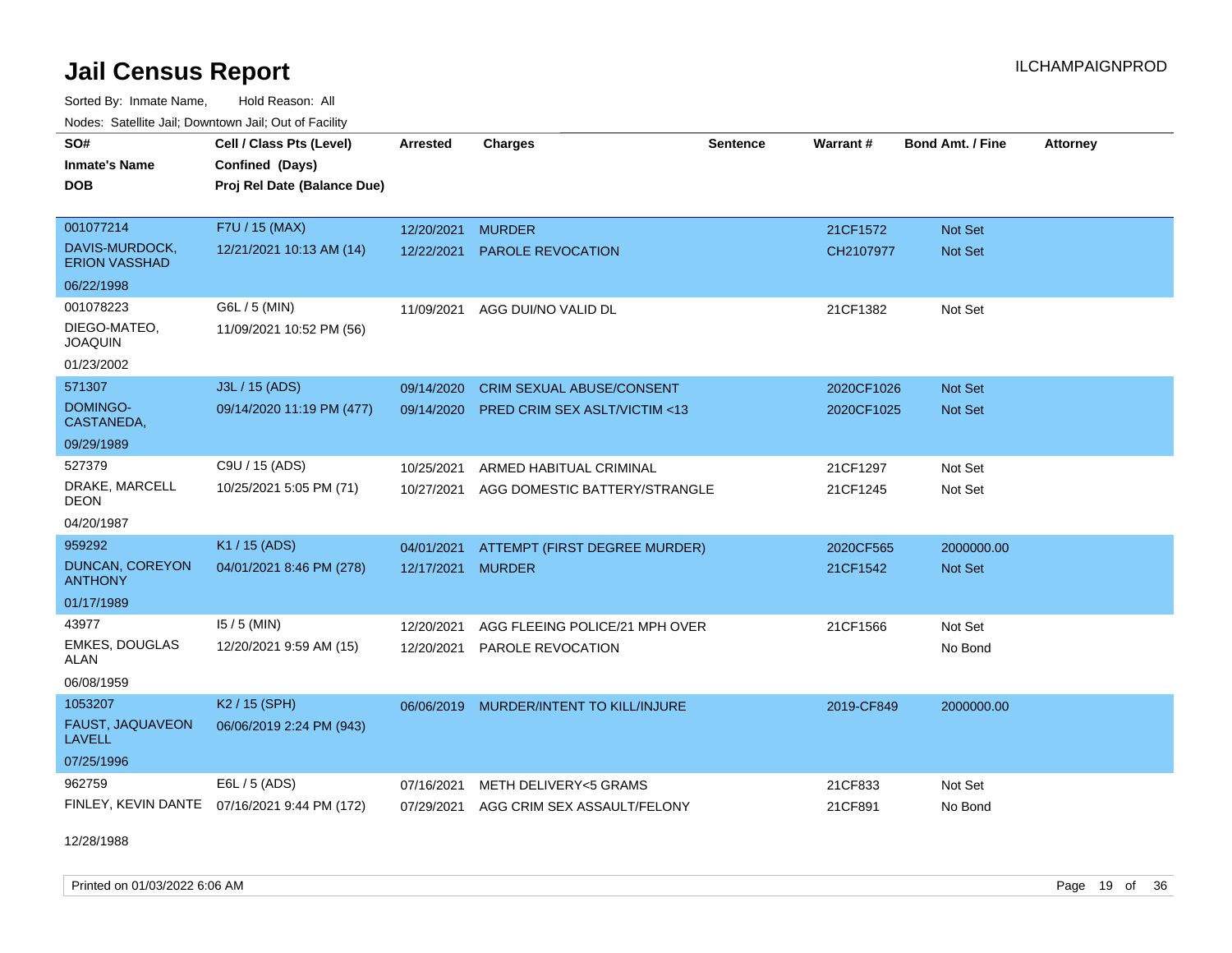# Jail Census Report

ILCHAMPAIGNPROD

Sorted By: Inmate Name, Hold Reason: All

Nodes: Satellite Jail; Downtown Jail; Out of Facility

| SO# / Inmate's Name / DOB | Cell / Class Pts (Level) / Confined (Days) / Proj Rel Date (Balance Due) | Arrested | Charges | Sentence | Warrant # | Bond Amt. / Fine | Attorney |
|---|---|---|---|---|---|---|---|
| 001077214 | F7U / 15 (MAX) | 12/20/2021 | MURDER | | 21CF1572 | Not Set | |
| DAVIS-MURDOCK, ERION VASSHAD | 12/21/2021 10:13 AM (14) | 12/22/2021 | PAROLE REVOCATION | | CH2107977 | Not Set | |
| 06/22/1998 | | | | | | | |
| 001078223 | G6L / 5 (MIN) | 11/09/2021 | AGG DUI/NO VALID DL | | 21CF1382 | Not Set | |
| DIEGO-MATEO, JOAQUIN | 11/09/2021 10:52 PM (56) | | | | | | |
| 01/23/2002 | | | | | | | |
| 571307 | J3L / 15 (ADS) | 09/14/2020 | CRIM SEXUAL ABUSE/CONSENT | | 2020CF1026 | Not Set | |
| DOMINGO-CASTANEDA, | 09/14/2020 11:19 PM (477) | 09/14/2020 | PRED CRIM SEX ASLT/VICTIM <13 | | 2020CF1025 | Not Set | |
| 09/29/1989 | | | | | | | |
| 527379 | C9U / 15 (ADS) | 10/25/2021 | ARMED HABITUAL CRIMINAL | | 21CF1297 | Not Set | |
| DRAKE, MARCELL DEON | 10/25/2021 5:05 PM (71) | 10/27/2021 | AGG DOMESTIC BATTERY/STRANGLE | | 21CF1245 | Not Set | |
| 04/20/1987 | | | | | | | |
| 959292 | K1 / 15 (ADS) | 04/01/2021 | ATTEMPT (FIRST DEGREE MURDER) | | 2020CF565 | 2000000.00 | |
| DUNCAN, COREYON ANTHONY | 04/01/2021 8:46 PM (278) | 12/17/2021 | MURDER | | 21CF1542 | Not Set | |
| 01/17/1989 | | | | | | | |
| 43977 | I5 / 5 (MIN) | 12/20/2021 | AGG FLEEING POLICE/21 MPH OVER | | 21CF1566 | Not Set | |
| EMKES, DOUGLAS ALAN | 12/20/2021 9:59 AM (15) | 12/20/2021 | PAROLE REVOCATION | | | No Bond | |
| 06/08/1959 | | | | | | | |
| 1053207 | K2 / 15 (SPH) | 06/06/2019 | MURDER/INTENT TO KILL/INJURE | | 2019-CF849 | 2000000.00 | |
| FAUST, JAQUAVEON LAVELL | 06/06/2019 2:24 PM (943) | | | | | | |
| 07/25/1996 | | | | | | | |
| 962759 | E6L / 5 (ADS) | 07/16/2021 | METH DELIVERY<5 GRAMS | | 21CF833 | Not Set | |
| FINLEY, KEVIN DANTE | 07/16/2021 9:44 PM (172) | 07/29/2021 | AGG CRIM SEX ASSAULT/FELONY | | 21CF891 | No Bond | |
| 12/28/1988 | | | | | | | |

Printed on 01/03/2022 6:06 AM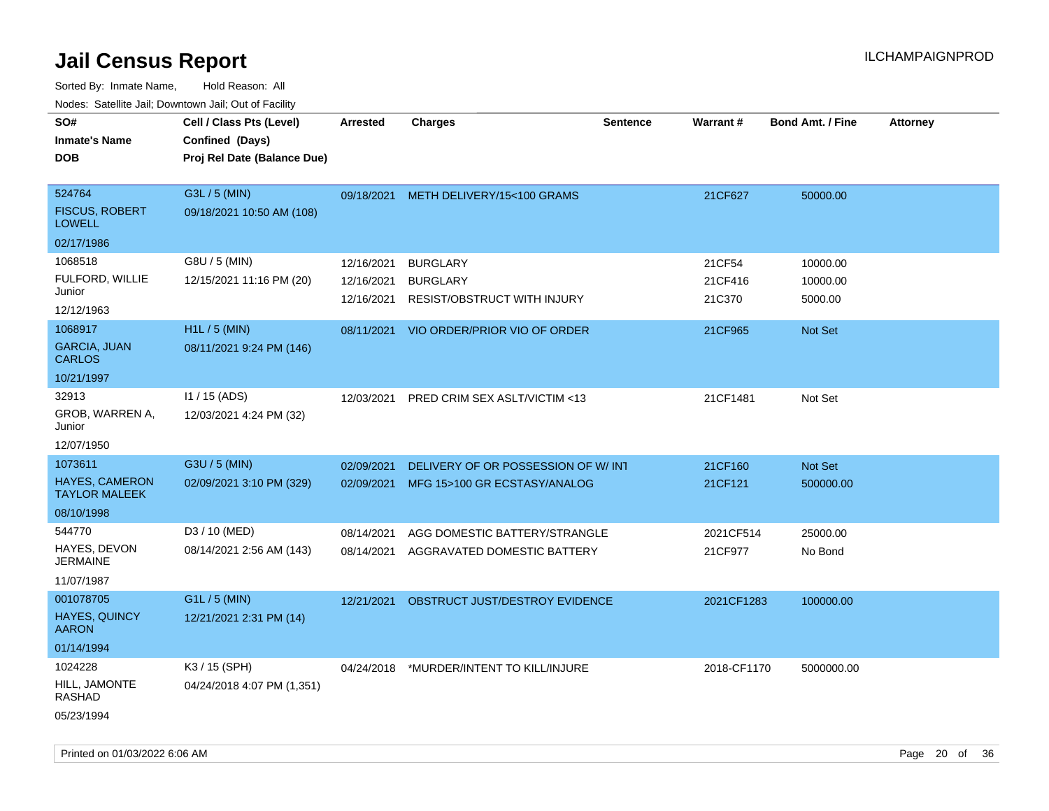# Jail Census Report

ILCHAMPAIGNPROD

Sorted By: Inmate Name, Hold Reason: All

Nodes: Satellite Jail; Downtown Jail; Out of Facility

| SO# / Inmate's Name / DOB | Cell / Class Pts (Level) / Confined (Days) / Proj Rel Date (Balance Due) | Arrested | Charges | Sentence | Warrant # | Bond Amt. / Fine | Attorney |
|---|---|---|---|---|---|---|---|
| 524764<br>FISCUS, ROBERT LOWELL<br>02/17/1986 | G3L / 5 (MIN)<br>09/18/2021 10:50 AM (108) | 09/18/2021 | METH DELIVERY/15<100 GRAMS | | 21CF627 | 50000.00 | |
| 1068518<br>FULFORD, WILLIE Junior<br>12/12/1963 | G8U / 5 (MIN)<br>12/15/2021 11:16 PM (20) | 12/16/2021 | BURGLARY | | 21CF54 | 10000.00 | |
| | | 12/16/2021 | BURGLARY | | 21CF416 | 10000.00 | |
| | | 12/16/2021 | RESIST/OBSTRUCT WITH INJURY | | 21C370 | 5000.00 | |
| 1068917<br>GARCIA, JUAN CARLOS<br>10/21/1997 | H1L / 5 (MIN)<br>08/11/2021 9:24 PM (146) | 08/11/2021 | VIO ORDER/PRIOR VIO OF ORDER | | 21CF965 | Not Set | |
| 32913<br>GROB, WARREN A, Junior<br>12/07/1950 | I1 / 15 (ADS)<br>12/03/2021 4:24 PM (32) | 12/03/2021 | PRED CRIM SEX ASLT/VICTIM <13 | | 21CF1481 | Not Set | |
| 1073611<br>HAYES, CAMERON TAYLOR MALEEK<br>08/10/1998 | G3U / 5 (MIN)<br>02/09/2021 3:10 PM (329) | 02/09/2021 | DELIVERY OF OR POSSESSION OF W/ INT | | 21CF160 | Not Set | |
| | | 02/09/2021 | MFG 15>100 GR ECSTASY/ANALOG | | 21CF121 | 500000.00 | |
| 544770<br>HAYES, DEVON JERMAINE<br>11/07/1987 | D3 / 10 (MED)<br>08/14/2021 2:56 AM (143) | 08/14/2021 | AGG DOMESTIC BATTERY/STRANGLE | | 2021CF514 | 25000.00 | |
| | | 08/14/2021 | AGGRAVATED DOMESTIC BATTERY | | 21CF977 | No Bond | |
| 001078705<br>HAYES, QUINCY AARON<br>01/14/1994 | G1L / 5 (MIN)<br>12/21/2021 2:31 PM (14) | 12/21/2021 | OBSTRUCT JUST/DESTROY EVIDENCE | | 2021CF1283 | 100000.00 | |
| 1024228<br>HILL, JAMONTE RASHAD<br>05/23/1994 | K3 / 15 (SPH)<br>04/24/2018 4:07 PM (1,351) | 04/24/2018 | *MURDER/INTENT TO KILL/INJURE | | 2018-CF1170 | 5000000.00 | |

Printed on 01/03/2022 6:06 AM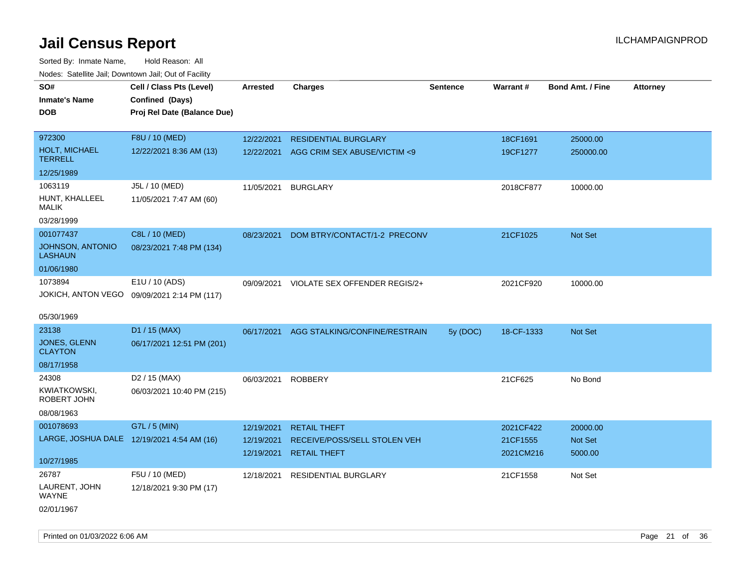# Jail Census Report

ILCHAMPAIGNPROD

Sorted By: Inmate Name, Hold Reason: All

Nodes: Satellite Jail; Downtown Jail; Out of Facility

| SO# / Inmate's Name / DOB | Cell / Class Pts (Level) / Confined (Days) / Proj Rel Date (Balance Due) | Arrested | Charges | Sentence | Warrant # | Bond Amt. / Fine | Attorney |
|---|---|---|---|---|---|---|---|
| 972300<br>HOLT, MICHAEL TERRELL<br>12/25/1989 | F8U / 10 (MED)<br>12/22/2021 8:36 AM (13) | 12/22/2021<br>12/22/2021 | RESIDENTIAL BURGLARY<br>AGG CRIM SEX ABUSE/VICTIM <9 | | 18CF1691<br>19CF1277 | 25000.00<br>250000.00 | |
| 1063119<br>HUNT, KHALLEEL MALIK<br>03/28/1999 | J5L / 10 (MED)<br>11/05/2021 7:47 AM (60) | 11/05/2021 | BURGLARY | | 2018CF877 | 10000.00 | |
| 001077437<br>JOHNSON, ANTONIO LASHAUN<br>01/06/1980 | C8L / 10 (MED)<br>08/23/2021 7:48 PM (134) | 08/23/2021 | DOM BTRY/CONTACT/1-2 PRECONV | | 21CF1025 | Not Set | |
| 1073894<br>JOKICH, ANTON VEGO<br>05/30/1969 | E1U / 10 (ADS)<br>09/09/2021 2:14 PM (117) | 09/09/2021 | VIOLATE SEX OFFENDER REGIS/2+ | | 2021CF920 | 10000.00 | |
| 23138<br>JONES, GLENN CLAYTON<br>08/17/1958 | D1 / 15 (MAX)<br>06/17/2021 12:51 PM (201) | 06/17/2021 | AGG STALKING/CONFINE/RESTRAIN | 5y (DOC) | 18-CF-1333 | Not Set | |
| 24308<br>KWIATKOWSKI, ROBERT JOHN<br>08/08/1963 | D2 / 15 (MAX)<br>06/03/2021 10:40 PM (215) | 06/03/2021 | ROBBERY | | 21CF625 | No Bond | |
| 001078693<br>LARGE, JOSHUA DALE<br>10/27/1985 | G7L / 5 (MIN)<br>12/19/2021 4:54 AM (16) | 12/19/2021<br>12/19/2021<br>12/19/2021 | RETAIL THEFT<br>RECEIVE/POSS/SELL STOLEN VEH<br>RETAIL THEFT | | 2021CF422<br>21CF1555<br>2021CM216 | 20000.00<br>Not Set<br>5000.00 | |
| 26787<br>LAURENT, JOHN WAYNE<br>02/01/1967 | F5U / 10 (MED)<br>12/18/2021 9:30 PM (17) | 12/18/2021 | RESIDENTIAL BURGLARY | | 21CF1558 | Not Set | |

Printed on 01/03/2022 6:06 AM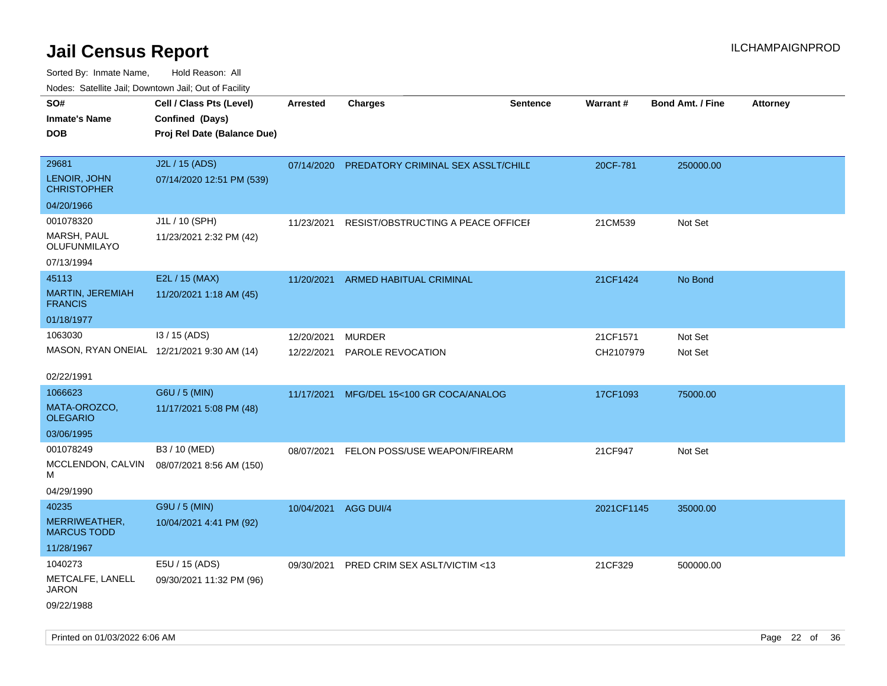# Jail Census Report

ILCHAMPAIGNPROD

Sorted By: Inmate Name, Hold Reason: All

Nodes: Satellite Jail; Downtown Jail; Out of Facility

| SO# Inmate's Name DOB | Cell / Class Pts (Level) Confined (Days) Proj Rel Date (Balance Due) | Arrested | Charges | Sentence | Warrant # | Bond Amt. / Fine | Attorney |
|---|---|---|---|---|---|---|---|
| 29681 LENOIR, JOHN CHRISTOPHER 04/20/1966 | J2L / 15 (ADS) 07/14/2020 12:51 PM (539) | 07/14/2020 | PREDATORY CRIMINAL SEX ASSLT/CHILD | | 20CF-781 | 250000.00 | |
| 001078320 MARSH, PAUL OLUFUNMILAYO 07/13/1994 | J1L / 10 (SPH) 11/23/2021 2:32 PM (42) | 11/23/2021 | RESIST/OBSTRUCTING A PEACE OFFICER | | 21CM539 | Not Set | |
| 45113 MARTIN, JEREMIAH FRANCIS 01/18/1977 | E2L / 15 (MAX) 11/20/2021 1:18 AM (45) | 11/20/2021 | ARMED HABITUAL CRIMINAL | | 21CF1424 | No Bond | |
| 1063030 MASON, RYAN ONEIAL 02/22/1991 | I3 / 15 (ADS) 12/21/2021 9:30 AM (14) | 12/20/2021 | MURDER | | 21CF1571 | Not Set | |
| | | 12/22/2021 | PAROLE REVOCATION | | CH2107979 | Not Set | |
| 1066623 MATA-OROZCO, OLEGARIO 03/06/1995 | G6U / 5 (MIN) 11/17/2021 5:08 PM (48) | 11/17/2021 | MFG/DEL 15<100 GR COCA/ANALOG | | 17CF1093 | 75000.00 | |
| 001078249 MCCLENDON, CALVIN M 04/29/1990 | B3 / 10 (MED) 08/07/2021 8:56 AM (150) | 08/07/2021 | FELON POSS/USE WEAPON/FIREARM | | 21CF947 | Not Set | |
| 40235 MERRIWEATHER, MARCUS TODD 11/28/1967 | G9U / 5 (MIN) 10/04/2021 4:41 PM (92) | 10/04/2021 | AGG DUI/4 | | 2021CF1145 | 35000.00 | |
| 1040273 METCALFE, LANELL JARON 09/22/1988 | E5U / 15 (ADS) 09/30/2021 11:32 PM (96) | 09/30/2021 | PRED CRIM SEX ASLT/VICTIM <13 | | 21CF329 | 500000.00 | |

Printed on 01/03/2022 6:06 AM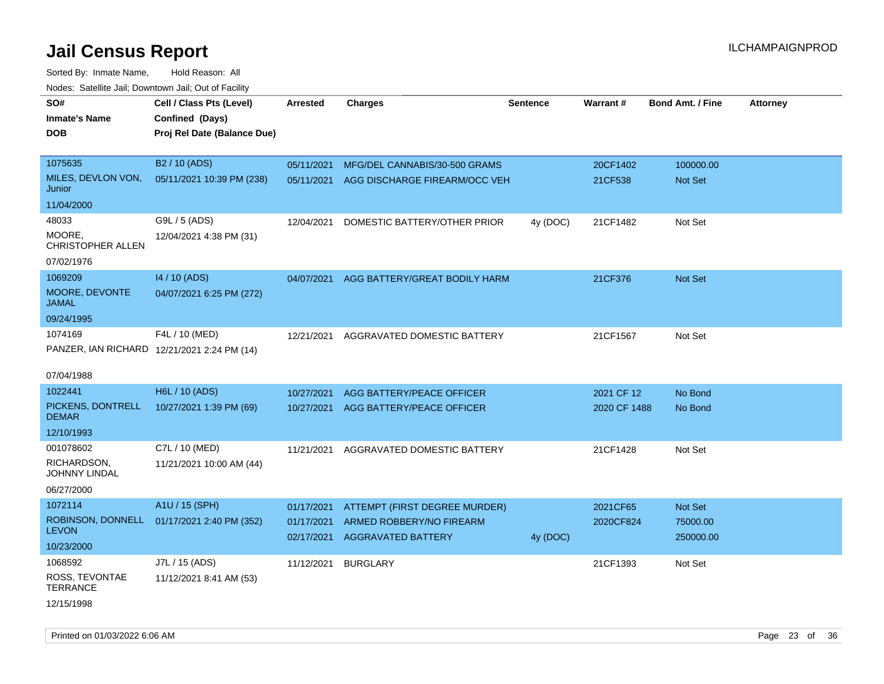# Jail Census Report

Sorted By: Inmate Name, Hold Reason: All

Nodes: Satellite Jail; Downtown Jail; Out of Facility

| SO# / Inmate's Name / DOB | Cell / Class Pts (Level) / Confined (Days) / Proj Rel Date (Balance Due) | Arrested | Charges | Sentence | Warrant # | Bond Amt. / Fine | Attorney |
|---|---|---|---|---|---|---|---|
| 1075635<br>MILES, DEVLON VON, Junior<br>11/04/2000 | B2 / 10 (ADS)<br>05/11/2021 10:39 PM (238) | 05/11/2021<br>05/11/2021 | MFG/DEL CANNABIS/30-500 GRAMS<br>AGG DISCHARGE FIREARM/OCC VEH | | 20CF1402<br>21CF538 | 100000.00<br>Not Set | |
| 48033<br>MOORE, CHRISTOPHER ALLEN<br>07/02/1976 | G9L / 5 (ADS)<br>12/04/2021 4:38 PM (31) | 12/04/2021 | DOMESTIC BATTERY/OTHER PRIOR | 4y (DOC) | 21CF1482 | Not Set | |
| 1069209<br>MOORE, DEVONTE JAMAL<br>09/24/1995 | I4 / 10 (ADS)<br>04/07/2021 6:25 PM (272) | 04/07/2021 | AGG BATTERY/GREAT BODILY HARM | | 21CF376 | Not Set | |
| 1074169<br>PANZER, IAN RICHARD<br>07/04/1988 | F4L / 10 (MED)<br>12/21/2021 2:24 PM (14) | 12/21/2021 | AGGRAVATED DOMESTIC BATTERY | | 21CF1567 | Not Set | |
| 1022441<br>PICKENS, DONTRELL DEMAR<br>12/10/1993 | H6L / 10 (ADS)<br>10/27/2021 1:39 PM (69) | 10/27/2021<br>10/27/2021 | AGG BATTERY/PEACE OFFICER<br>AGG BATTERY/PEACE OFFICER | | 2021 CF 12<br>2020 CF 1488 | No Bond<br>No Bond | |
| 001078602<br>RICHARDSON, JOHNNY LINDAL<br>06/27/2000 | C7L / 10 (MED)<br>11/21/2021 10:00 AM (44) | 11/21/2021 | AGGRAVATED DOMESTIC BATTERY | | 21CF1428 | Not Set | |
| 1072114<br>ROBINSON, DONNELL LEVON<br>10/23/2000 | A1U / 15 (SPH)<br>01/17/2021 2:40 PM (352) | 01/17/2021<br>01/17/2021<br>02/17/2021 | ATTEMPT (FIRST DEGREE MURDER)<br>ARMED ROBBERY/NO FIREARM<br>AGGRAVATED BATTERY | <br><br>4y (DOC) | 2021CF65<br>2020CF824 | Not Set<br>75000.00<br>250000.00 | |
| 1068592<br>ROSS, TEVONTAE TERRANCE<br>12/15/1998 | J7L / 15 (ADS)<br>11/12/2021 8:41 AM (53) | 11/12/2021 | BURGLARY | | 21CF1393 | Not Set | |

Printed on 01/03/2022 6:06 AM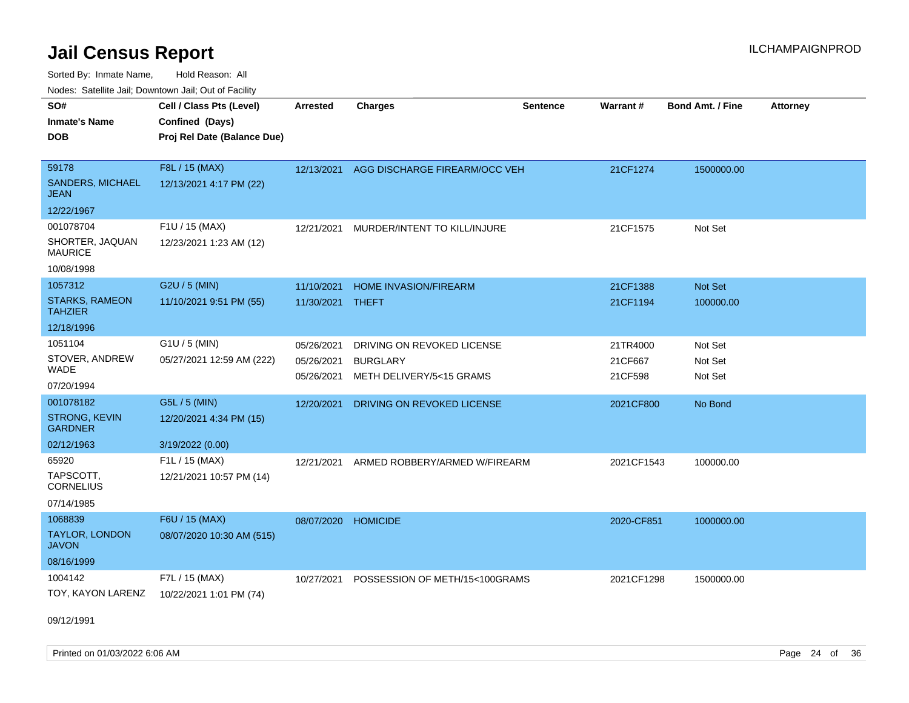# Jail Census Report

Sorted By: Inmate Name, Hold Reason: All

Nodes: Satellite Jail; Downtown Jail; Out of Facility

| SO# / Inmate's Name / DOB | Cell / Class Pts (Level) / Confined (Days) / Proj Rel Date (Balance Due) | Arrested | Charges | Sentence | Warrant # | Bond Amt. / Fine | Attorney |
|---|---|---|---|---|---|---|---|
| 59178<br>SANDERS, MICHAEL JEAN<br>12/22/1967 | F8L / 15 (MAX)<br>12/13/2021 4:17 PM (22) | 12/13/2021 | AGG DISCHARGE FIREARM/OCC VEH | | 21CF1274 | 1500000.00 | |
| 001078704<br>SHORTER, JAQUAN MAURICE<br>10/08/1998 | F1U / 15 (MAX)<br>12/23/2021 1:23 AM (12) | 12/21/2021 | MURDER/INTENT TO KILL/INJURE | | 21CF1575 | Not Set | |
| 1057312<br>STARKS, RAMEON TAHZIER<br>12/18/1996 | G2U / 5 (MIN)<br>11/10/2021 9:51 PM (55) | 11/10/2021<br>11/30/2021 | HOME INVASION/FIREARM<br>THEFT | | 21CF1388<br>21CF1194 | Not Set<br>100000.00 | |
| 1051104<br>STOVER, ANDREW WADE<br>07/20/1994 | G1U / 5 (MIN)<br>05/27/2021 12:59 AM (222) | 05/26/2021<br>05/26/2021<br>05/26/2021 | DRIVING ON REVOKED LICENSE<br>BURGLARY<br>METH DELIVERY/5<15 GRAMS | | 21TR4000<br>21CF667<br>21CF598 | Not Set<br>Not Set<br>Not Set | |
| 001078182<br>STRONG, KEVIN GARDNER<br>02/12/1963 | G5L / 5 (MIN)<br>12/20/2021 4:34 PM (15)<br>3/19/2022 (0.00) | 12/20/2021 | DRIVING ON REVOKED LICENSE | | 2021CF800 | No Bond | |
| 65920<br>TAPSCOTT, CORNELIUS<br>07/14/1985 | F1L / 15 (MAX)<br>12/21/2021 10:57 PM (14) | 12/21/2021 | ARMED ROBBERY/ARMED W/FIREARM | | 2021CF1543 | 100000.00 | |
| 1068839<br>TAYLOR, LONDON JAVON<br>08/16/1999 | F6U / 15 (MAX)<br>08/07/2020 10:30 AM (515) | 08/07/2020 | HOMICIDE | | 2020-CF851 | 1000000.00 | |
| 1004142<br>TOY, KAYON LARENZ<br>09/12/1991 | F7L / 15 (MAX)<br>10/22/2021 1:01 PM (74) | 10/27/2021 | POSSESSION OF METH/15<100GRAMS | | 2021CF1298 | 1500000.00 | |

Printed on 01/03/2022 6:06 AM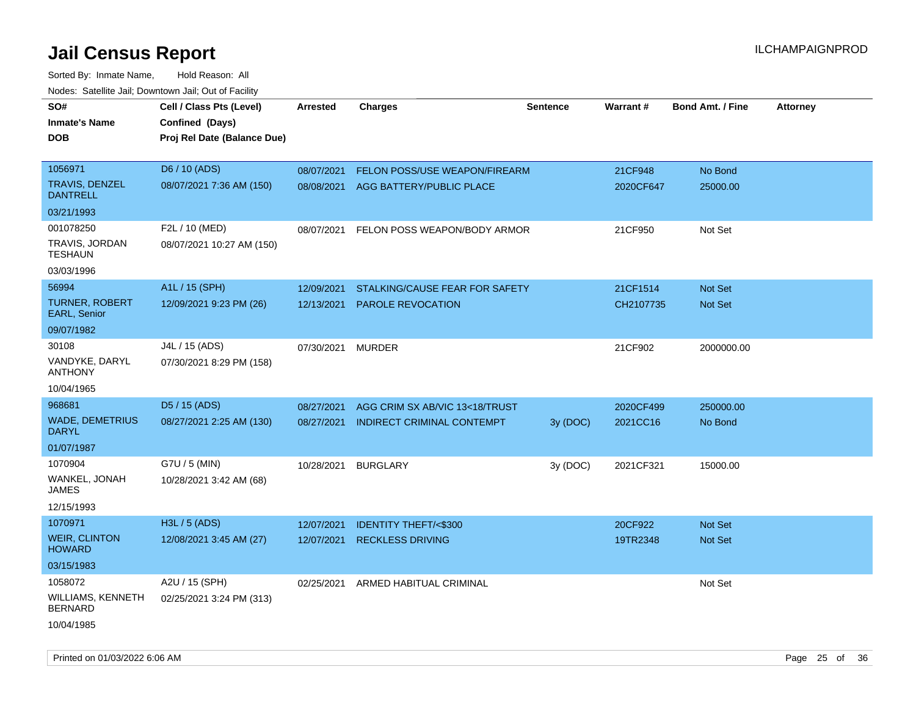# Jail Census Report

Sorted By: Inmate Name, Hold Reason: All

Nodes: Satellite Jail; Downtown Jail; Out of Facility

| SO# / Inmate's Name / DOB | Cell / Class Pts (Level) / Confined (Days) / Proj Rel Date (Balance Due) | Arrested | Charges | Sentence | Warrant # | Bond Amt. / Fine | Attorney |
|---|---|---|---|---|---|---|---|
| 1056971<br>TRAVIS, DENZEL DANTRELL<br>03/21/1993 | D6 / 10 (ADS)<br>08/07/2021 7:36 AM (150) | 08/07/2021 | FELON POSS/USE WEAPON/FIREARM | | 21CF948 | No Bond | |
| | | 08/08/2021 | AGG BATTERY/PUBLIC PLACE | | 2020CF647 | 25000.00 | |
| 001078250<br>TRAVIS, JORDAN TESHAUN<br>03/03/1996 | F2L / 10 (MED)<br>08/07/2021 10:27 AM (150) | 08/07/2021 | FELON POSS WEAPON/BODY ARMOR | | 21CF950 | Not Set | |
| 56994<br>TURNER, ROBERT EARL, Senior<br>09/07/1982 | A1L / 15 (SPH)<br>12/09/2021 9:23 PM (26) | 12/09/2021 | STALKING/CAUSE FEAR FOR SAFETY | | 21CF1514 | Not Set | |
| | | 12/13/2021 | PAROLE REVOCATION | | CH2107735 | Not Set | |
| 30108<br>VANDYKE, DARYL ANTHONY<br>10/04/1965 | J4L / 15 (ADS)<br>07/30/2021 8:29 PM (158) | 07/30/2021 | MURDER | | 21CF902 | 2000000.00 | |
| 968681<br>WADE, DEMETRIUS DARYL<br>01/07/1987 | D5 / 15 (ADS)<br>08/27/2021 2:25 AM (130) | 08/27/2021 | AGG CRIM SX AB/VIC 13<18/TRUST | | 2020CF499 | 250000.00 | |
| | | 08/27/2021 | INDIRECT CRIMINAL CONTEMPT | 3y (DOC) | 2021CC16 | No Bond | |
| 1070904<br>WANKEL, JONAH JAMES<br>12/15/1993 | G7U / 5 (MIN)<br>10/28/2021 3:42 AM (68) | 10/28/2021 | BURGLARY | 3y (DOC) | 2021CF321 | 15000.00 | |
| 1070971<br>WEIR, CLINTON HOWARD<br>03/15/1983 | H3L / 5 (ADS)<br>12/08/2021 3:45 AM (27) | 12/07/2021 | IDENTITY THEFT/<$300 | | 20CF922 | Not Set | |
| | | 12/07/2021 | RECKLESS DRIVING | | 19TR2348 | Not Set | |
| 1058072<br>WILLIAMS, KENNETH BERNARD<br>10/04/1985 | A2U / 15 (SPH)<br>02/25/2021 3:24 PM (313) | 02/25/2021 | ARMED HABITUAL CRIMINAL | | | Not Set | |

Printed on 01/03/2022 6:06 AM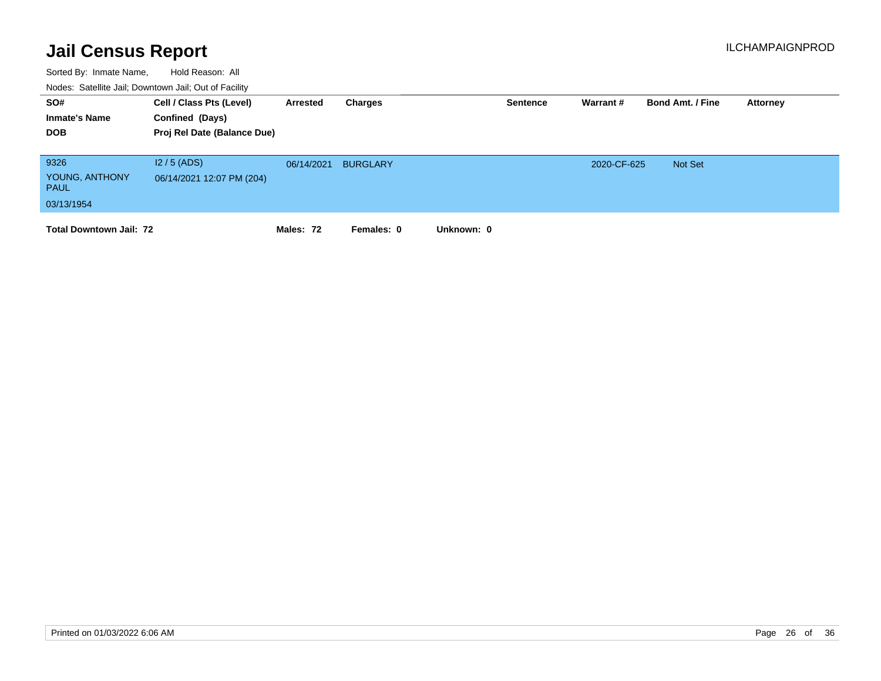# Jail Census Report

ILCHAMPAIGNPROD

Sorted By: Inmate Name, Hold Reason: All

Nodes: Satellite Jail; Downtown Jail; Out of Facility

| SO# / Inmate's Name / DOB | Cell / Class Pts (Level) / Confined (Days) / Proj Rel Date (Balance Due) | Arrested | Charges | Sentence | Warrant # | Bond Amt. / Fine | Attorney |
|---|---|---|---|---|---|---|---|
| 9326<br>YOUNG, ANTHONY PAUL<br>03/13/1954 | I2 / 5 (ADS)<br>06/14/2021 12:07 PM (204) | 06/14/2021 | BURGLARY | | 2020-CF-625 | Not Set | |

**Total Downtown Jail: 72** **Males: 72** **Females: 0** **Unknown: 0**

Printed on 01/03/2022 6:06 AM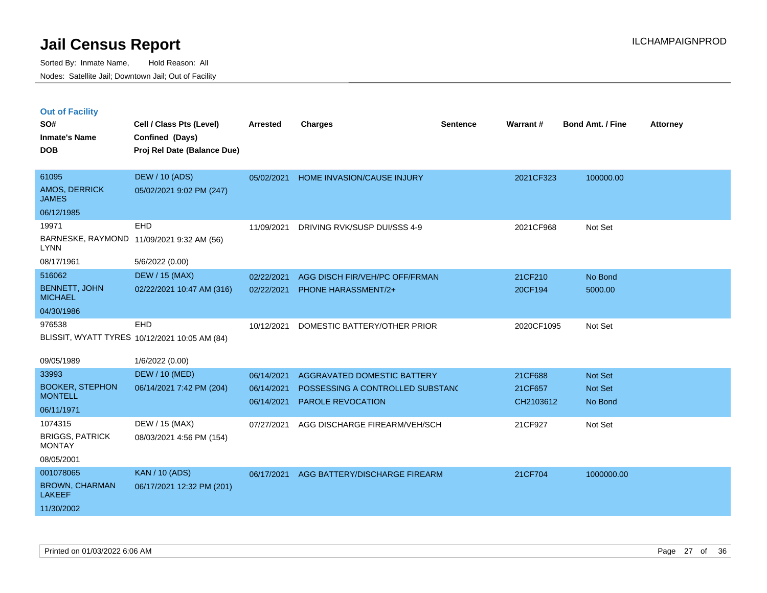# Jail Census Report

ILCHAMPAIGNPROD

Sorted By: Inmate Name, Hold Reason: All

Nodes: Satellite Jail; Downtown Jail; Out of Facility

## Out of Facility

| SO# / Inmate's Name / DOB | Cell / Class Pts (Level) / Confined (Days) / Proj Rel Date (Balance Due) | Arrested | Charges | Sentence | Warrant # | Bond Amt. / Fine | Attorney |
|---|---|---|---|---|---|---|---|
| 61095<br>AMOS, DERRICK JAMES<br>06/12/1985 | DEW / 10 (ADS)<br>05/02/2021 9:02 PM (247) | 05/02/2021 | HOME INVASION/CAUSE INJURY | | 2021CF323 | 100000.00 | |
| 19971<br>BARNESKE, RAYMOND LYNN<br>08/17/1961 | EHD<br>11/09/2021 9:32 AM (56)<br>5/6/2022 (0.00) | 11/09/2021 | DRIVING RVK/SUSP DUI/SSS 4-9 | | 2021CF968 | Not Set | |
| 516062<br>BENNETT, JOHN MICHAEL<br>04/30/1986 | DEW / 15 (MAX)<br>02/22/2021 10:47 AM (316) | 02/22/2021<br>02/22/2021 | AGG DISCH FIR/VEH/PC OFF/FRMAN<br>PHONE HARASSMENT/2+ | | 21CF210<br>20CF194 | No Bond<br>5000.00 | |
| 976538<br>BLISSIT, WYATT TYRES<br>09/05/1989 | EHD<br>10/12/2021 10:05 AM (84)<br>1/6/2022 (0.00) | 10/12/2021 | DOMESTIC BATTERY/OTHER PRIOR | | 2020CF1095 | Not Set | |
| 33993<br>BOOKER, STEPHON MONTELL<br>06/11/1971 | DEW / 10 (MED)<br>06/14/2021 7:42 PM (204) | 06/14/2021<br>06/14/2021<br>06/14/2021 | AGGRAVATED DOMESTIC BATTERY<br>POSSESSING A CONTROLLED SUBSTANC<br>PAROLE REVOCATION | | 21CF688<br>21CF657<br>CH2103612 | Not Set<br>Not Set<br>No Bond | |
| 1074315<br>BRIGGS, PATRICK MONTAY<br>08/05/2001 | DEW / 15 (MAX)<br>08/03/2021 4:56 PM (154) | 07/27/2021 | AGG DISCHARGE FIREARM/VEH/SCH | | 21CF927 | Not Set | |
| 001078065<br>BROWN, CHARMAN LAKEEF<br>11/30/2002 | KAN / 10 (ADS)<br>06/17/2021 12:32 PM (201) | 06/17/2021 | AGG BATTERY/DISCHARGE FIREARM | | 21CF704 | 1000000.00 | |

Printed on 01/03/2022 6:06 AM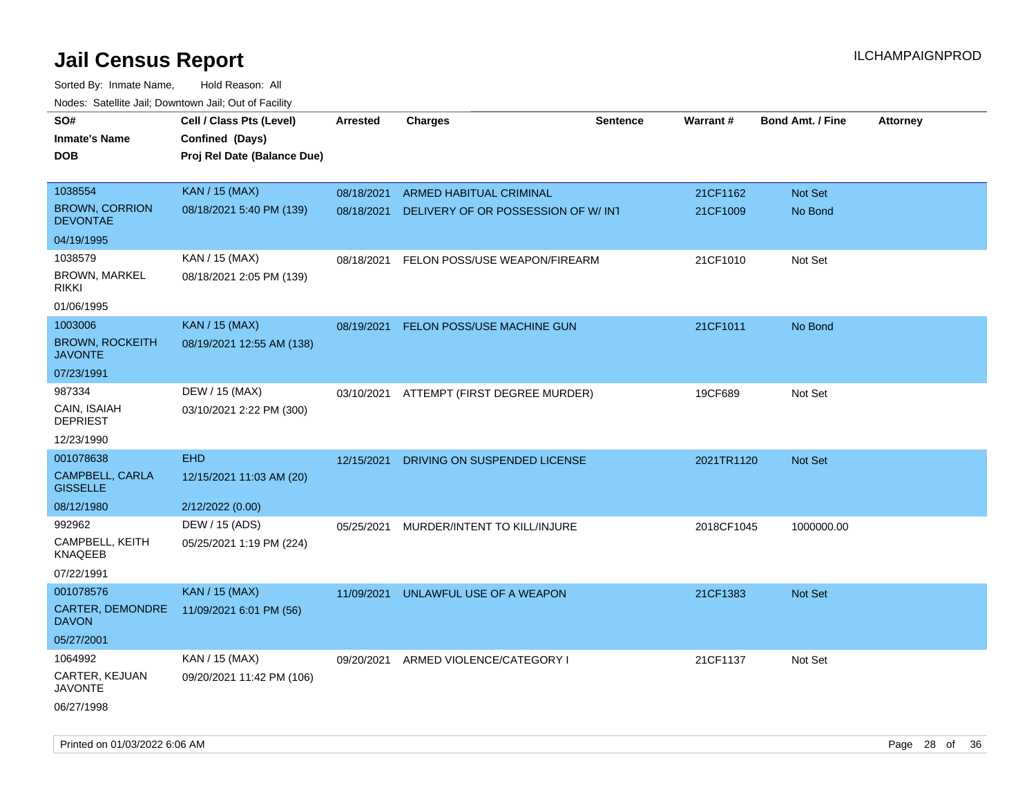# Jail Census Report

Sorted By: Inmate Name, Hold Reason: All

Nodes: Satellite Jail; Downtown Jail; Out of Facility

| SO# / Inmate's Name / DOB | Cell / Class Pts (Level) / Confined (Days) / Proj Rel Date (Balance Due) | Arrested | Charges | Sentence | Warrant # | Bond Amt. / Fine | Attorney |
|---|---|---|---|---|---|---|---|
| 1038554<br>BROWN, CORRION DEVONTAE<br>04/19/1995 | KAN / 15 (MAX)<br>08/18/2021 5:40 PM (139) | 08/18/2021 | ARMED HABITUAL CRIMINAL | | 21CF1162 | Not Set | |
| | | 08/18/2021 | DELIVERY OF OR POSSESSION OF W/ INT | | 21CF1009 | No Bond | |
| 1038579<br>BROWN, MARKEL RIKKI<br>01/06/1995 | KAN / 15 (MAX)<br>08/18/2021 2:05 PM (139) | 08/18/2021 | FELON POSS/USE WEAPON/FIREARM | | 21CF1010 | Not Set | |
| 1003006<br>BROWN, ROCKEITH JAVONTE<br>07/23/1991 | KAN / 15 (MAX)<br>08/19/2021 12:55 AM (138) | 08/19/2021 | FELON POSS/USE MACHINE GUN | | 21CF1011 | No Bond | |
| 987334<br>CAIN, ISAIAH DEPRIEST<br>12/23/1990 | DEW / 15 (MAX)<br>03/10/2021 2:22 PM (300) | 03/10/2021 | ATTEMPT (FIRST DEGREE MURDER) | | 19CF689 | Not Set | |
| 001078638<br>CAMPBELL, CARLA GISSELLE<br>08/12/1980 | EHD<br>12/15/2021 11:03 AM (20)<br>2/12/2022 (0.00) | 12/15/2021 | DRIVING ON SUSPENDED LICENSE | | 2021TR1120 | Not Set | |
| 992962<br>CAMPBELL, KEITH KNAQEEB<br>07/22/1991 | DEW / 15 (ADS)<br>05/25/2021 1:19 PM (224) | 05/25/2021 | MURDER/INTENT TO KILL/INJURE | | 2018CF1045 | 1000000.00 | |
| 001078576<br>CARTER, DEMONDRE DAVON<br>05/27/2001 | KAN / 15 (MAX)<br>11/09/2021 6:01 PM (56) | 11/09/2021 | UNLAWFUL USE OF A WEAPON | | 21CF1383 | Not Set | |
| 1064992<br>CARTER, KEJUAN JAVONTE<br>06/27/1998 | KAN / 15 (MAX)<br>09/20/2021 11:42 PM (106) | 09/20/2021 | ARMED VIOLENCE/CATEGORY I | | 21CF1137 | Not Set | |

Printed on 01/03/2022 6:06 AM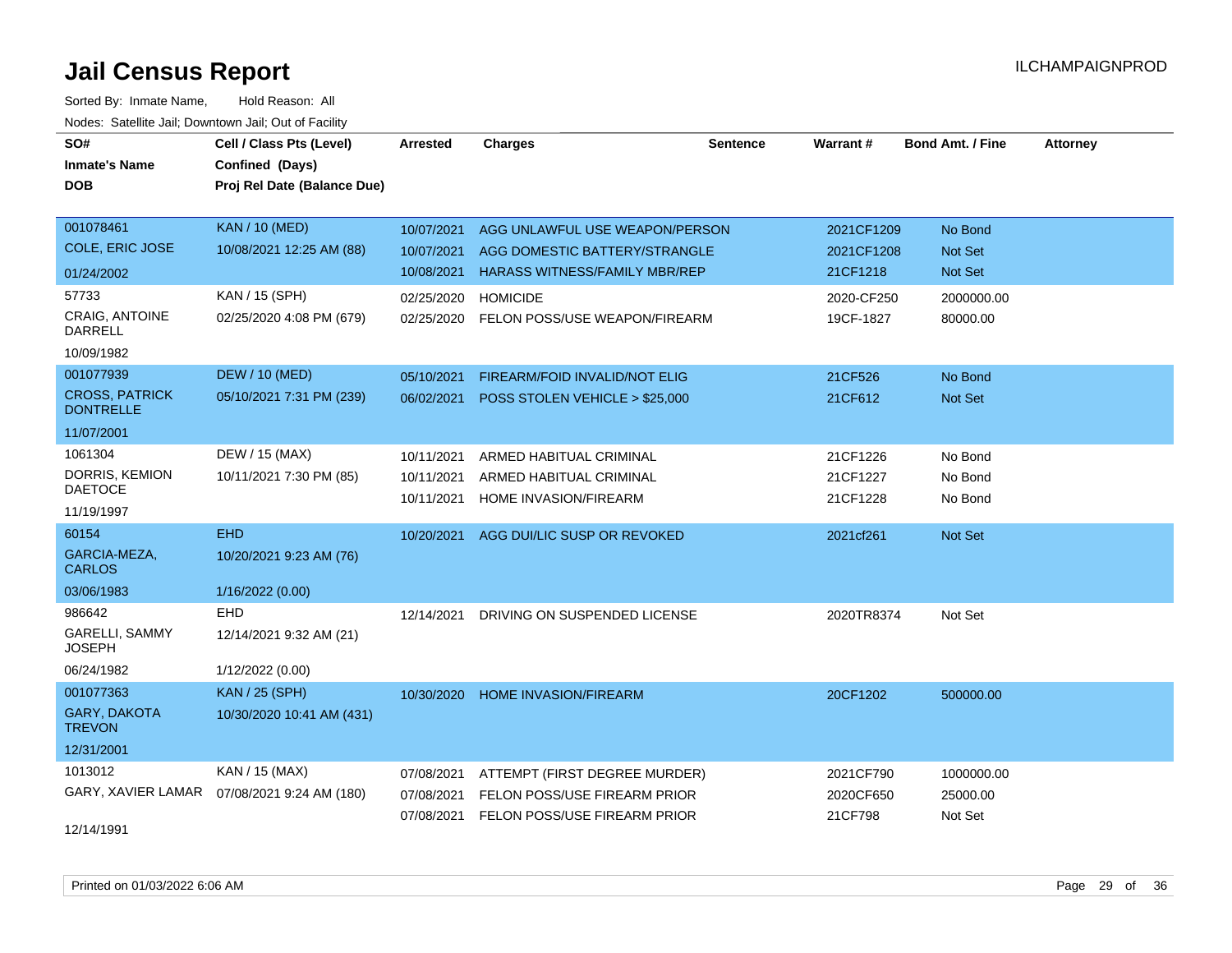# Jail Census Report

Sorted By: Inmate Name, Hold Reason: All

Nodes: Satellite Jail; Downtown Jail; Out of Facility

ILCHAMPAIGNPROD

| SO# / Inmate's Name / DOB | Cell / Class Pts (Level) / Confined (Days) / Proj Rel Date (Balance Due) | Arrested | Charges | Sentence | Warrant # | Bond Amt. / Fine | Attorney |
|---|---|---|---|---|---|---|---|
| 001078461<br>COLE, ERIC JOSE<br>01/24/2002 | KAN / 10 (MED)<br>10/08/2021 12:25 AM (88) | 10/07/2021<br>10/07/2021<br>10/08/2021 | AGG UNLAWFUL USE WEAPON/PERSON<br>AGG DOMESTIC BATTERY/STRANGLE<br>HARASS WITNESS/FAMILY MBR/REP | | 2021CF1209<br>2021CF1208<br>21CF1218 | No Bond<br>Not Set<br>Not Set | |
| 57733<br>CRAIG, ANTOINE DARRELL<br>10/09/1982 | KAN / 15 (SPH)<br>02/25/2020 4:08 PM (679) | 02/25/2020<br>02/25/2020 | HOMICIDE<br>FELON POSS/USE WEAPON/FIREARM | | 2020-CF250<br>19CF-1827 | 2000000.00<br>80000.00 | |
| 001077939<br>CROSS, PATRICK DONTRELLE<br>11/07/2001 | DEW / 10 (MED)<br>05/10/2021 7:31 PM (239) | 05/10/2021<br>06/02/2021 | FIREARM/FOID INVALID/NOT ELIG<br>POSS STOLEN VEHICLE > $25,000 | | 21CF526<br>21CF612 | No Bond<br>Not Set | |
| 1061304<br>DORRIS, KEMION DAETOCE<br>11/19/1997 | DEW / 15 (MAX)<br>10/11/2021 7:30 PM (85) | 10/11/2021<br>10/11/2021<br>10/11/2021 | ARMED HABITUAL CRIMINAL<br>ARMED HABITUAL CRIMINAL<br>HOME INVASION/FIREARM | | 21CF1226<br>21CF1227<br>21CF1228 | No Bond<br>No Bond<br>No Bond | |
| 60154<br>GARCIA-MEZA, CARLOS<br>03/06/1983 | EHD<br>10/20/2021 9:23 AM (76)<br>1/16/2022 (0.00) | 10/20/2021 | AGG DUI/LIC SUSP OR REVOKED | | 2021cf261 | Not Set | |
| 986642<br>GARELLI, SAMMY JOSEPH<br>06/24/1982 | EHD<br>12/14/2021 9:32 AM (21)<br>1/12/2022 (0.00) | 12/14/2021 | DRIVING ON SUSPENDED LICENSE | | 2020TR8374 | Not Set | |
| 001077363<br>GARY, DAKOTA TREVON<br>12/31/2001 | KAN / 25 (SPH)<br>10/30/2020 10:41 AM (431) | 10/30/2020 | HOME INVASION/FIREARM | | 20CF1202 | 500000.00 | |
| 1013012<br>GARY, XAVIER LAMAR<br>12/14/1991 | KAN / 15 (MAX)<br>07/08/2021 9:24 AM (180) | 07/08/2021<br>07/08/2021<br>07/08/2021 | ATTEMPT (FIRST DEGREE MURDER)<br>FELON POSS/USE FIREARM PRIOR<br>FELON POSS/USE FIREARM PRIOR | | 2021CF790<br>2020CF650<br>21CF798 | 1000000.00<br>25000.00<br>Not Set | |

Printed on 01/03/2022 6:06 AM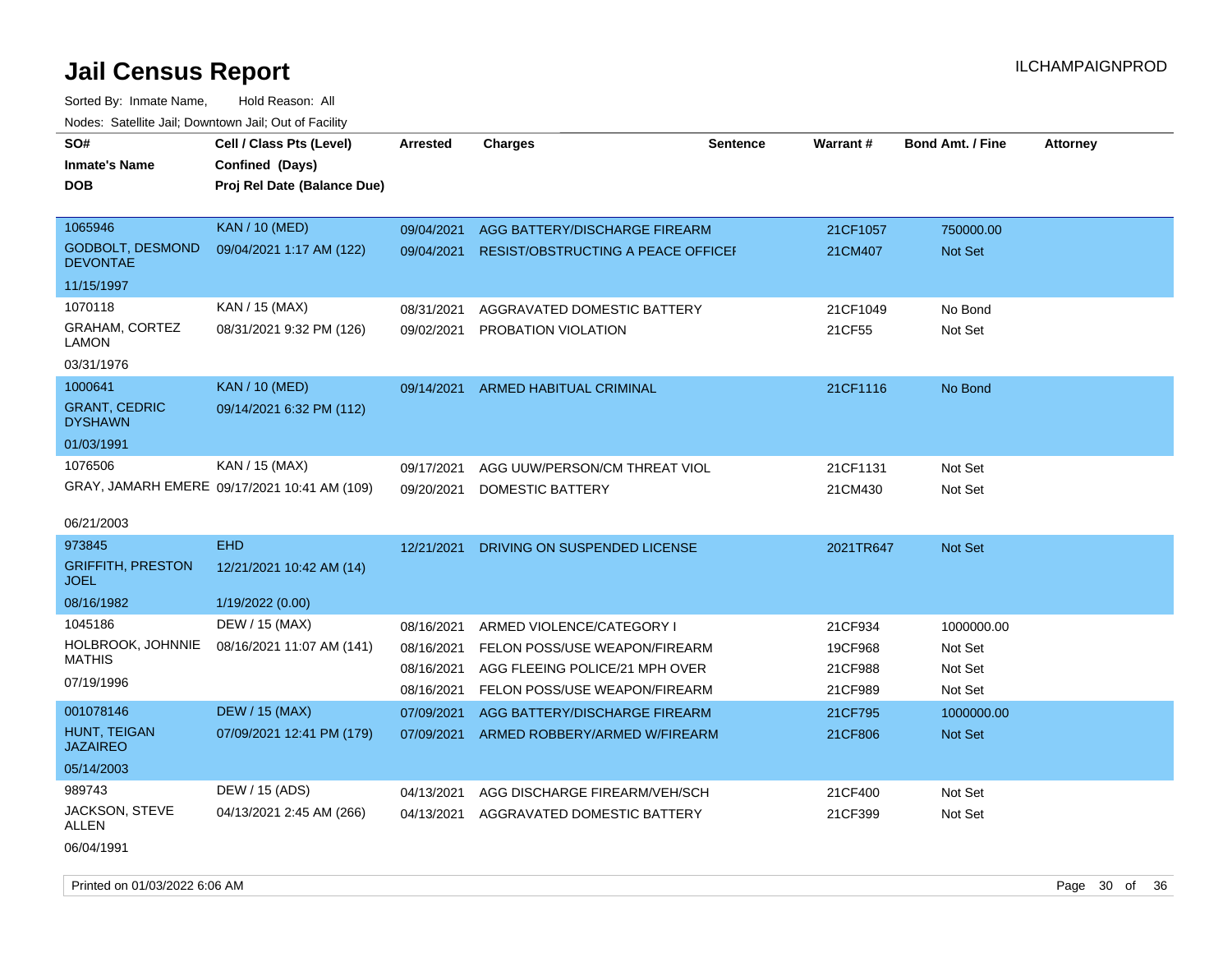# Jail Census Report

ILCHAMPAIGNPROD

Sorted By: Inmate Name, Hold Reason: All

Nodes: Satellite Jail; Downtown Jail; Out of Facility

| SO# / Inmate's Name / DOB | Cell / Class Pts (Level) / Confined (Days) / Proj Rel Date (Balance Due) | Arrested | Charges | Sentence | Warrant # | Bond Amt. / Fine | Attorney |
|---|---|---|---|---|---|---|---|
| 1065946<br>GODBOLT, DESMOND DEVONTAE<br>11/15/1997 | KAN / 10 (MED)<br>09/04/2021 1:17 AM (122) | 09/04/2021<br>09/04/2021 | AGG BATTERY/DISCHARGE FIREARM<br>RESIST/OBSTRUCTING A PEACE OFFICEI | | 21CF1057<br>21CM407 | 750000.00<br>Not Set | |
| 1070118<br>GRAHAM, CORTEZ LAMON<br>03/31/1976 | KAN / 15 (MAX)<br>08/31/2021 9:32 PM (126) | 08/31/2021<br>09/02/2021 | AGGRAVATED DOMESTIC BATTERY<br>PROBATION VIOLATION | | 21CF1049<br>21CF55 | No Bond<br>Not Set | |
| 1000641<br>GRANT, CEDRIC DYSHAWN<br>01/03/1991 | KAN / 10 (MED)<br>09/14/2021 6:32 PM (112) | 09/14/2021 | ARMED HABITUAL CRIMINAL | | 21CF1116 | No Bond | |
| 1076506<br>GRAY, JAMARH EMERE<br>06/21/2003 | KAN / 15 (MAX)<br>09/17/2021 10:41 AM (109) | 09/17/2021<br>09/20/2021 | AGG UUW/PERSON/CM THREAT VIOL<br>DOMESTIC BATTERY | | 21CF1131<br>21CM430 | Not Set<br>Not Set | |
| 973845<br>GRIFFITH, PRESTON JOEL<br>08/16/1982 | EHD<br>12/21/2021 10:42 AM (14)<br>1/19/2022 (0.00) | 12/21/2021 | DRIVING ON SUSPENDED LICENSE | | 2021TR647 | Not Set | |
| 1045186<br>HOLBROOK, JOHNNIE MATHIS<br>07/19/1996 | DEW / 15 (MAX)<br>08/16/2021 11:07 AM (141) | 08/16/2021<br>08/16/2021<br>08/16/2021<br>08/16/2021 | ARMED VIOLENCE/CATEGORY I<br>FELON POSS/USE WEAPON/FIREARM<br>AGG FLEEING POLICE/21 MPH OVER<br>FELON POSS/USE WEAPON/FIREARM | | 21CF934<br>19CF968<br>21CF988<br>21CF989 | 1000000.00<br>Not Set<br>Not Set<br>Not Set | |
| 001078146<br>HUNT, TEIGAN JAZAIREO<br>05/14/2003 | DEW / 15 (MAX)<br>07/09/2021 12:41 PM (179) | 07/09/2021<br>07/09/2021 | AGG BATTERY/DISCHARGE FIREARM<br>ARMED ROBBERY/ARMED W/FIREARM | | 21CF795<br>21CF806 | 1000000.00<br>Not Set | |
| 989743<br>JACKSON, STEVE ALLEN<br>06/04/1991 | DEW / 15 (ADS)<br>04/13/2021 2:45 AM (266) | 04/13/2021<br>04/13/2021 | AGG DISCHARGE FIREARM/VEH/SCH<br>AGGRAVATED DOMESTIC BATTERY | | 21CF400<br>21CF399 | Not Set<br>Not Set | |

Printed on 01/03/2022 6:06 AM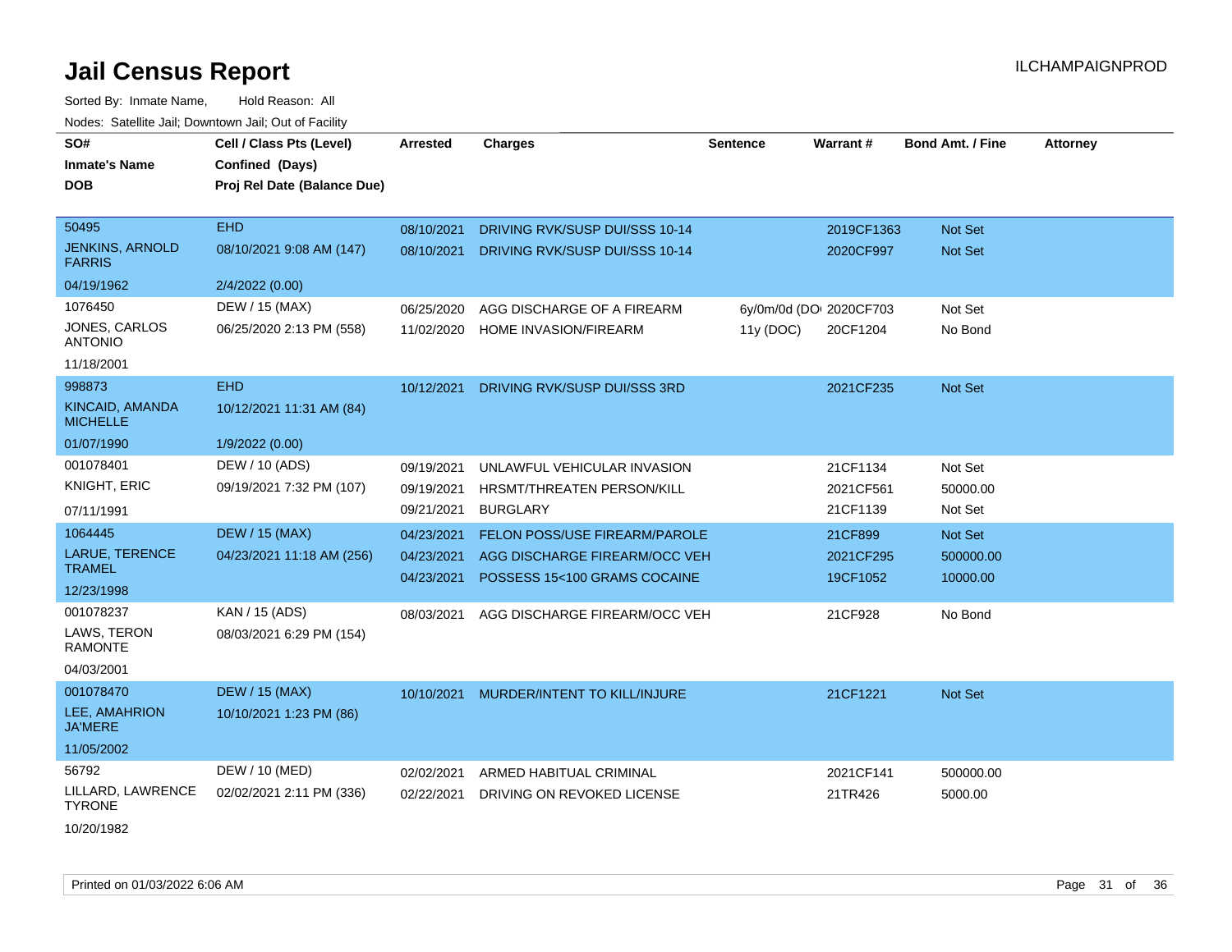# Jail Census Report

Sorted By: Inmate Name, Hold Reason: All

Nodes: Satellite Jail; Downtown Jail; Out of Facility

| SO# / Inmate's Name / DOB | Cell / Class Pts (Level) / Confined (Days) / Proj Rel Date (Balance Due) | Arrested | Charges | Sentence | Warrant # | Bond Amt. / Fine | Attorney |
|---|---|---|---|---|---|---|---|
| 50495<br>JENKINS, ARNOLD FARRIS<br>04/19/1962 | EHD<br>08/10/2021 9:08 AM (147)<br>2/4/2022 (0.00) | 08/10/2021<br>08/10/2021 | DRIVING RVK/SUSP DUI/SSS 10-14<br>DRIVING RVK/SUSP DUI/SSS 10-14 | | 2019CF1363<br>2020CF997 | Not Set<br>Not Set | |
| 1076450<br>JONES, CARLOS ANTONIO<br>11/18/2001 | DEW / 15 (MAX)<br>06/25/2020 2:13 PM (558) | 06/25/2020<br>11/02/2020 | AGG DISCHARGE OF A FIREARM<br>HOME INVASION/FIREARM | 6y/0m/0d (DOC)<br>11y (DOC) | 2020CF703<br>20CF1204 | Not Set<br>No Bond | |
| 998873<br>KINCAID, AMANDA MICHELLE<br>01/07/1990 | EHD<br>10/12/2021 11:31 AM (84)<br>1/9/2022 (0.00) | 10/12/2021 | DRIVING RVK/SUSP DUI/SSS 3RD | | 2021CF235 | Not Set | |
| 001078401<br>KNIGHT, ERIC<br>07/11/1991 | DEW / 10 (ADS)<br>09/19/2021 7:32 PM (107) | 09/19/2021<br>09/19/2021<br>09/21/2021 | UNLAWFUL VEHICULAR INVASION<br>HRSMT/THREATEN PERSON/KILL<br>BURGLARY | | 21CF1134<br>2021CF561<br>21CF1139 | Not Set<br>50000.00<br>Not Set | |
| 1064445<br>LARUE, TERENCE TRAMEL<br>12/23/1998 | DEW / 15 (MAX)<br>04/23/2021 11:18 AM (256) | 04/23/2021<br>04/23/2021<br>04/23/2021 | FELON POSS/USE FIREARM/PAROLE<br>AGG DISCHARGE FIREARM/OCC VEH<br>POSSESS 15<100 GRAMS COCAINE | | 21CF899<br>2021CF295<br>19CF1052 | Not Set<br>500000.00<br>10000.00 | |
| 001078237<br>LAWS, TERON RAMONTE<br>04/03/2001 | KAN / 15 (ADS)<br>08/03/2021 6:29 PM (154) | 08/03/2021 | AGG DISCHARGE FIREARM/OCC VEH | | 21CF928 | No Bond | |
| 001078470<br>LEE, AMAHRION JA'MERE<br>11/05/2002 | DEW / 15 (MAX)<br>10/10/2021 1:23 PM (86) | 10/10/2021 | MURDER/INTENT TO KILL/INJURE | | 21CF1221 | Not Set | |
| 56792<br>LILLARD, LAWRENCE TYRONE<br>10/20/1982 | DEW / 10 (MED)<br>02/02/2021 2:11 PM (336) | 02/02/2021<br>02/22/2021 | ARMED HABITUAL CRIMINAL<br>DRIVING ON REVOKED LICENSE | | 2021CF141<br>21TR426 | 500000.00<br>5000.00 | |

Printed on 01/03/2022 6:06 AM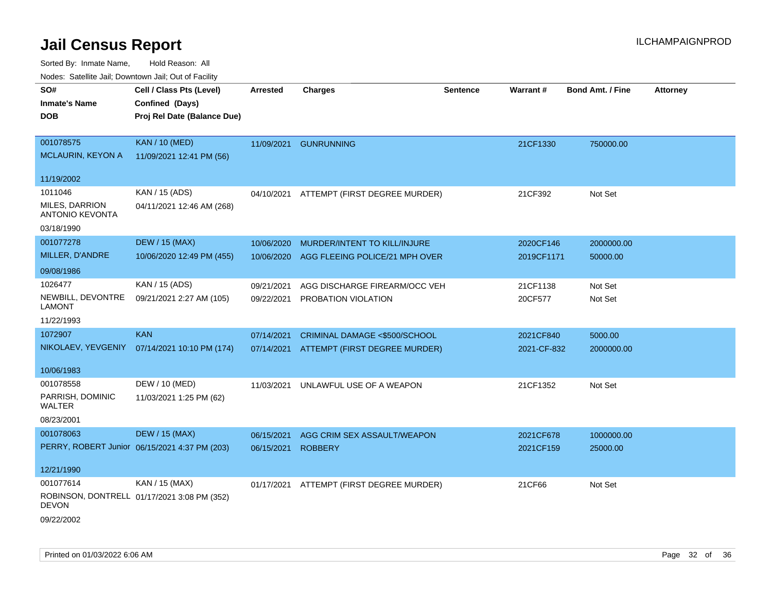# Jail Census Report

ILCHAMPAIGNPROD

Sorted By: Inmate Name, Hold Reason: All

Nodes: Satellite Jail; Downtown Jail; Out of Facility

| SO# / Inmate's Name / DOB | Cell / Class Pts (Level) / Confined (Days) / Proj Rel Date (Balance Due) | Arrested | Charges | Sentence | Warrant # | Bond Amt. / Fine | Attorney |
|---|---|---|---|---|---|---|---|
| 001078575<br>MCLAURIN, KEYON A<br>11/19/2002 | KAN / 10 (MED)<br>11/09/2021 12:41 PM (56) | 11/09/2021 | GUNRUNNING | | 21CF1330 | 750000.00 | |
| 1011046<br>MILES, DARRION ANTONIO KEVONTA<br>03/18/1990 | KAN / 15 (ADS)<br>04/11/2021 12:46 AM (268) | 04/10/2021 | ATTEMPT (FIRST DEGREE MURDER) | | 21CF392 | Not Set | |
| 001077278<br>MILLER, D'ANDRE<br>09/08/1986 | DEW / 15 (MAX)<br>10/06/2020 12:49 PM (455) | 10/06/2020<br>10/06/2020 | MURDER/INTENT TO KILL/INJURE<br>AGG FLEEING POLICE/21 MPH OVER | | 2020CF146<br>2019CF1171 | 2000000.00<br>50000.00 | |
| 1026477<br>NEWBILL, DEVONTRE LAMONT<br>11/22/1993 | KAN / 15 (ADS)<br>09/21/2021 2:27 AM (105) | 09/21/2021<br>09/22/2021 | AGG DISCHARGE FIREARM/OCC VEH<br>PROBATION VIOLATION | | 21CF1138<br>20CF577 | Not Set<br>Not Set | |
| 1072907<br>NIKOLAEV, YEVGENIY<br>10/06/1983 | KAN<br>07/14/2021 10:10 PM (174) | 07/14/2021<br>07/14/2021 | CRIMINAL DAMAGE <$500/SCHOOL<br>ATTEMPT (FIRST DEGREE MURDER) | | 2021CF840<br>2021-CF-832 | 5000.00<br>2000000.00 | |
| 001078558<br>PARRISH, DOMINIC WALTER<br>08/23/2001 | DEW / 10 (MED)<br>11/03/2021 1:25 PM (62) | 11/03/2021 | UNLAWFUL USE OF A WEAPON | | 21CF1352 | Not Set | |
| 001078063<br>PERRY, ROBERT Junior<br>12/21/1990 | DEW / 15 (MAX)<br>06/15/2021 4:37 PM (203) | 06/15/2021<br>06/15/2021 | AGG CRIM SEX ASSAULT/WEAPON<br>ROBBERY | | 2021CF678<br>2021CF159 | 1000000.00<br>25000.00 | |
| 001077614<br>ROBINSON, DONTRELL DEVON<br>09/22/2002 | KAN / 15 (MAX)<br>01/17/2021 3:08 PM (352) | 01/17/2021 | ATTEMPT (FIRST DEGREE MURDER) | | 21CF66 | Not Set | |

Printed on 01/03/2022 6:06 AM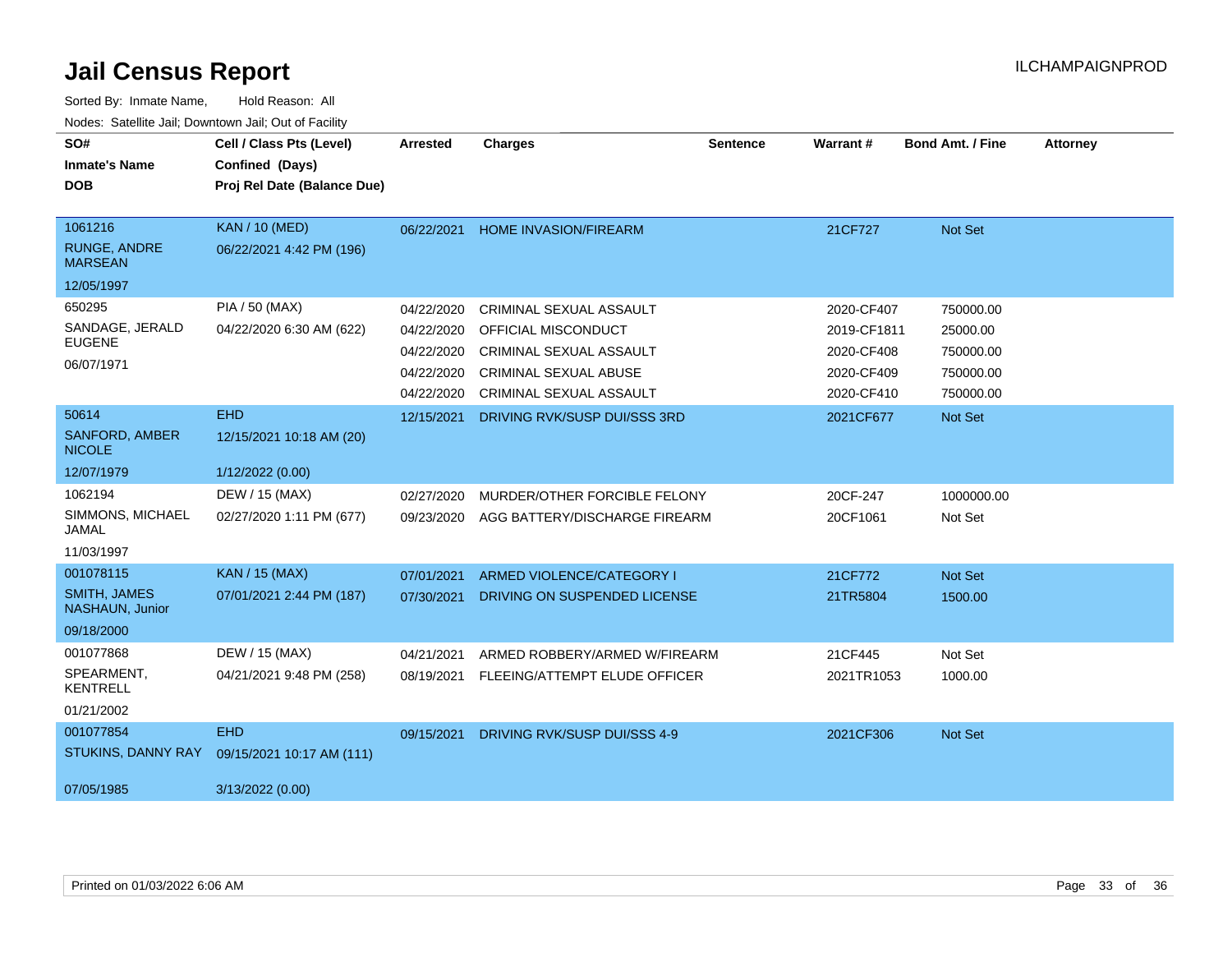# Jail Census Report

ILCHAMPAIGNPROD

Sorted By: Inmate Name, Hold Reason: All

Nodes: Satellite Jail; Downtown Jail; Out of Facility

| SO# / Inmate's Name / DOB | Cell / Class Pts (Level) / Confined (Days) / Proj Rel Date (Balance Due) | Arrested | Charges | Sentence | Warrant # | Bond Amt. / Fine | Attorney |
|---|---|---|---|---|---|---|---|
| 1061216<br>RUNGE, ANDRE MARSEAN<br>12/05/1997 | KAN / 10 (MED)<br>06/22/2021 4:42 PM (196) | 06/22/2021 | HOME INVASION/FIREARM | | 21CF727 | Not Set | |
| 650295<br>SANDAGE, JERALD EUGENE<br>06/07/1971 | PIA / 50 (MAX)<br>04/22/2020 6:30 AM (622) | 04/22/2020 | CRIMINAL SEXUAL ASSAULT | | 2020-CF407 | 750000.00 | |
| | | 04/22/2020 | OFFICIAL MISCONDUCT | | 2019-CF1811 | 25000.00 | |
| | | 04/22/2020 | CRIMINAL SEXUAL ASSAULT | | 2020-CF408 | 750000.00 | |
| | | 04/22/2020 | CRIMINAL SEXUAL ABUSE | | 2020-CF409 | 750000.00 | |
| | | 04/22/2020 | CRIMINAL SEXUAL ASSAULT | | 2020-CF410 | 750000.00 | |
| 50614<br>SANFORD, AMBER NICOLE<br>12/07/1979 | EHD<br>12/15/2021 10:18 AM (20)<br>1/12/2022 (0.00) | 12/15/2021 | DRIVING RVK/SUSP DUI/SSS 3RD | | 2021CF677 | Not Set | |
| 1062194<br>SIMMONS, MICHAEL JAMAL<br>11/03/1997 | DEW / 15 (MAX)<br>02/27/2020 1:11 PM (677) | 02/27/2020 | MURDER/OTHER FORCIBLE FELONY | | 20CF-247 | 1000000.00 | |
| | | 09/23/2020 | AGG BATTERY/DISCHARGE FIREARM | | 20CF1061 | Not Set | |
| 001078115<br>SMITH, JAMES NASHAUN, Junior<br>09/18/2000 | KAN / 15 (MAX)<br>07/01/2021 2:44 PM (187) | 07/01/2021 | ARMED VIOLENCE/CATEGORY I | | 21CF772 | Not Set | |
| | | 07/30/2021 | DRIVING ON SUSPENDED LICENSE | | 21TR5804 | 1500.00 | |
| 001077868<br>SPEARMENT, KENTRELL<br>01/21/2002 | DEW / 15 (MAX)<br>04/21/2021 9:48 PM (258) | 04/21/2021 | ARMED ROBBERY/ARMED W/FIREARM | | 21CF445 | Not Set | |
| | | 08/19/2021 | FLEEING/ATTEMPT ELUDE OFFICER | | 2021TR1053 | 1000.00 | |
| 001077854<br>STUKINS, DANNY RAY<br>07/05/1985 | EHD<br>09/15/2021 10:17 AM (111)<br>3/13/2022 (0.00) | 09/15/2021 | DRIVING RVK/SUSP DUI/SSS 4-9 | | 2021CF306 | Not Set | |

Printed on 01/03/2022 6:06 AM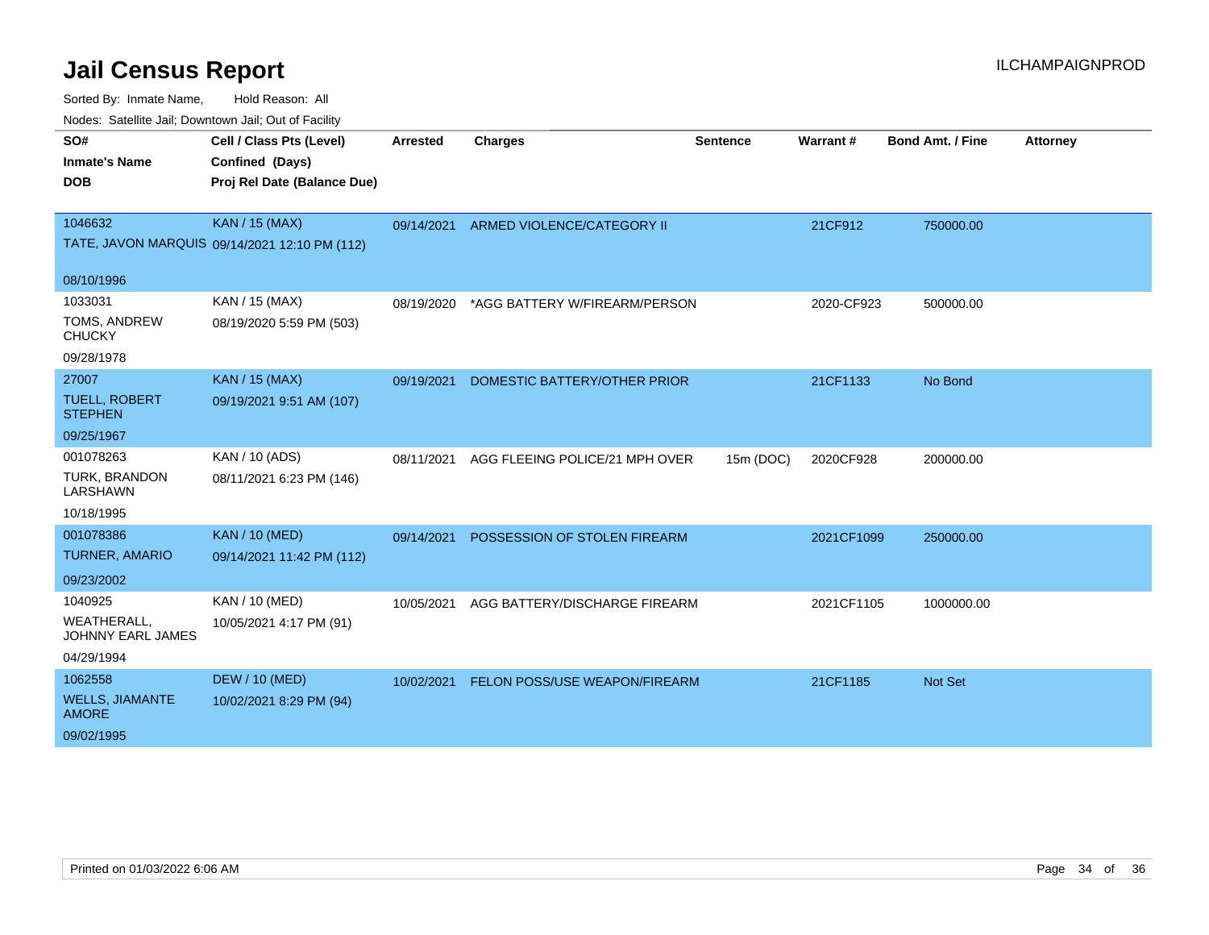# Jail Census Report

ILCHAMPAIGNPROD

Sorted By: Inmate Name, Hold Reason: All

Nodes: Satellite Jail; Downtown Jail; Out of Facility

| SO# / Inmate's Name / DOB | Cell / Class Pts (Level) / Confined (Days) / Proj Rel Date (Balance Due) | Arrested | Charges | Sentence | Warrant # | Bond Amt. / Fine | Attorney |
|---|---|---|---|---|---|---|---|
| 1046632<br>TATE, JAVON MARQUIS<br>08/10/1996 | KAN / 15 (MAX)<br>09/14/2021 12:10 PM (112) | 09/14/2021 | ARMED VIOLENCE/CATEGORY II | | 21CF912 | 750000.00 | |
| 1033031<br>TOMS, ANDREW CHUCKY<br>09/28/1978 | KAN / 15 (MAX)<br>08/19/2020 5:59 PM (503) | 08/19/2020 | *AGG BATTERY W/FIREARM/PERSON | | 2020-CF923 | 500000.00 | |
| 27007<br>TUELL, ROBERT STEPHEN<br>09/25/1967 | KAN / 15 (MAX)<br>09/19/2021 9:51 AM (107) | 09/19/2021 | DOMESTIC BATTERY/OTHER PRIOR | | 21CF1133 | No Bond | |
| 001078263<br>TURK, BRANDON LARSHAWN<br>10/18/1995 | KAN / 10 (ADS)<br>08/11/2021 6:23 PM (146) | 08/11/2021 | AGG FLEEING POLICE/21 MPH OVER | 15m (DOC) | 2020CF928 | 200000.00 | |
| 001078386<br>TURNER, AMARIO<br>09/23/2002 | KAN / 10 (MED)<br>09/14/2021 11:42 PM (112) | 09/14/2021 | POSSESSION OF STOLEN FIREARM | | 2021CF1099 | 250000.00 | |
| 1040925<br>WEATHERALL, JOHNNY EARL JAMES<br>04/29/1994 | KAN / 10 (MED)<br>10/05/2021 4:17 PM (91) | 10/05/2021 | AGG BATTERY/DISCHARGE FIREARM | | 2021CF1105 | 1000000.00 | |
| 1062558<br>WELLS, JIAMANTE AMORE<br>09/02/1995 | DEW / 10 (MED)<br>10/02/2021 8:29 PM (94) | 10/02/2021 | FELON POSS/USE WEAPON/FIREARM | | 21CF1185 | Not Set | |

Printed on 01/03/2022 6:06 AM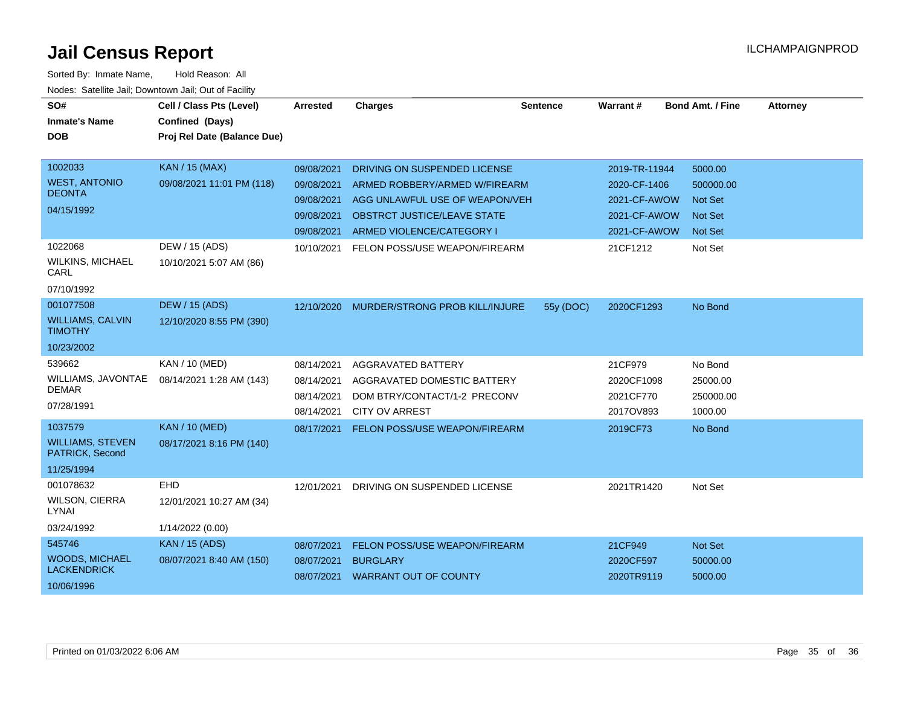# Jail Census Report

ILCHAMPAIGNPROD

Sorted By: Inmate Name, Hold Reason: All

Nodes: Satellite Jail; Downtown Jail; Out of Facility

| SO# / Inmate's Name / DOB | Cell / Class Pts (Level) / Confined (Days) / Proj Rel Date (Balance Due) | Arrested | Charges | Sentence | Warrant # | Bond Amt. / Fine | Attorney |
|---|---|---|---|---|---|---|---|
| 1002033 | KAN / 15 (MAX) | 09/08/2021 | DRIVING ON SUSPENDED LICENSE | | 2019-TR-11944 | 5000.00 | |
| WEST, ANTONIO DEONTA | 09/08/2021 11:01 PM (118) | 09/08/2021 | ARMED ROBBERY/ARMED W/FIREARM | | 2020-CF-1406 | 500000.00 | |
| 04/15/1992 | | 09/08/2021 | AGG UNLAWFUL USE OF WEAPON/VEH | | 2021-CF-AWOW | Not Set | |
| | | 09/08/2021 | OBSTRCT JUSTICE/LEAVE STATE | | 2021-CF-AWOW | Not Set | |
| | | 09/08/2021 | ARMED VIOLENCE/CATEGORY I | | 2021-CF-AWOW | Not Set | |
| 1022068 | DEW / 15 (ADS) | 10/10/2021 | FELON POSS/USE WEAPON/FIREARM | | 21CF1212 | Not Set | |
| WILKINS, MICHAEL CARL | 10/10/2021 5:07 AM (86) | | | | | | |
| 07/10/1992 | | | | | | | |
| 001077508 | DEW / 15 (ADS) | 12/10/2020 | MURDER/STRONG PROB KILL/INJURE | 55y (DOC) | 2020CF1293 | No Bond | |
| WILLIAMS, CALVIN TIMOTHY | 12/10/2020 8:55 PM (390) | | | | | | |
| 10/23/2002 | | | | | | | |
| 539662 | KAN / 10 (MED) | 08/14/2021 | AGGRAVATED BATTERY | | 21CF979 | No Bond | |
| WILLIAMS, JAVONTAE DEMAR | 08/14/2021 1:28 AM (143) | 08/14/2021 | AGGRAVATED DOMESTIC BATTERY | | 2020CF1098 | 25000.00 | |
| 07/28/1991 | | 08/14/2021 | DOM BTRY/CONTACT/1-2 PRECONV | | 2021CF770 | 250000.00 | |
| | | 08/14/2021 | CITY OV ARREST | | 2017OV893 | 1000.00 | |
| 1037579 | KAN / 10 (MED) | 08/17/2021 | FELON POSS/USE WEAPON/FIREARM | | 2019CF73 | No Bond | |
| WILLIAMS, STEVEN PATRICK, Second | 08/17/2021 8:16 PM (140) | | | | | | |
| 11/25/1994 | | | | | | | |
| 001078632 | EHD | 12/01/2021 | DRIVING ON SUSPENDED LICENSE | | 2021TR1420 | Not Set | |
| WILSON, CIERRA LYNAI | 12/01/2021 10:27 AM (34) | | | | | | |
| 03/24/1992 | 1/14/2022 (0.00) | | | | | | |
| 545746 | KAN / 15 (ADS) | 08/07/2021 | FELON POSS/USE WEAPON/FIREARM | | 21CF949 | Not Set | |
| WOODS, MICHAEL LACKENDRICK | 08/07/2021 8:40 AM (150) | 08/07/2021 | BURGLARY | | 2020CF597 | 50000.00 | |
| 10/06/1996 | | 08/07/2021 | WARRANT OUT OF COUNTY | | 2020TR9119 | 5000.00 | |

Printed on 01/03/2022 6:06 AM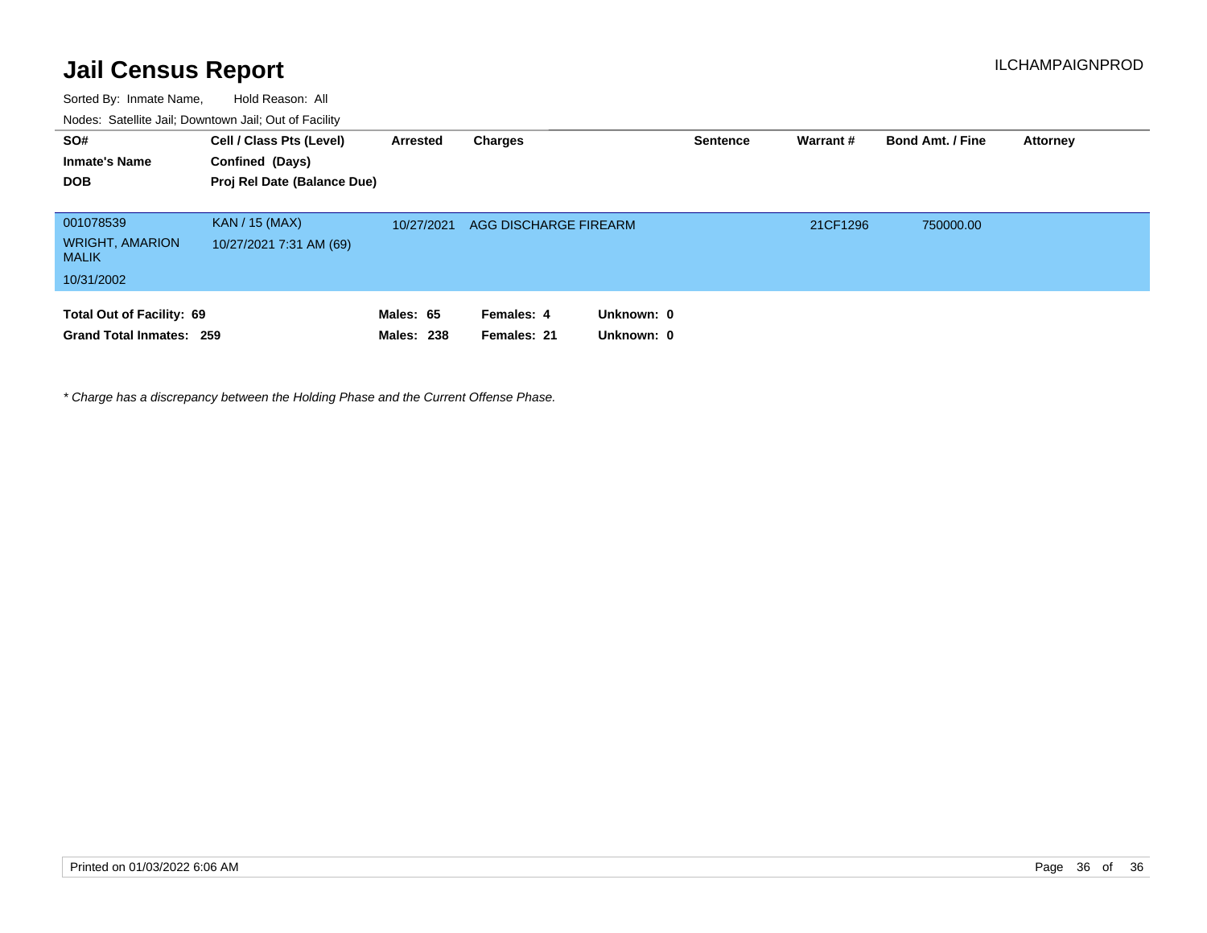# Jail Census Report

ILCHAMPAIGNPROD

Sorted By: Inmate Name, Hold Reason: All

Nodes: Satellite Jail; Downtown Jail; Out of Facility

| SO# / Inmate's Name / DOB | Cell / Class Pts (Level) / Confined (Days) / Proj Rel Date (Balance Due) | Arrested | Charges | Sentence | Warrant # | Bond Amt. / Fine | Attorney |
|---|---|---|---|---|---|---|---|
| 001078539<br>WRIGHT, AMARION MALIK<br>10/31/2002 | KAN / 15 (MAX)<br>10/27/2021 7:31 AM (69) | 10/27/2021 | AGG DISCHARGE FIREARM | | 21CF1296 | 750000.00 | |

| | | | |
|---|---|---|---|
| **Total Out of Facility: 69** | **Males: 65** | **Females: 4** | **Unknown: 0** |
| **Grand Total Inmates: 259** | **Males: 238** | **Females: 21** | **Unknown: 0** |

*\* Charge has a discrepancy between the Holding Phase and the Current Offense Phase.*

Printed on 01/03/2022 6:06 AM